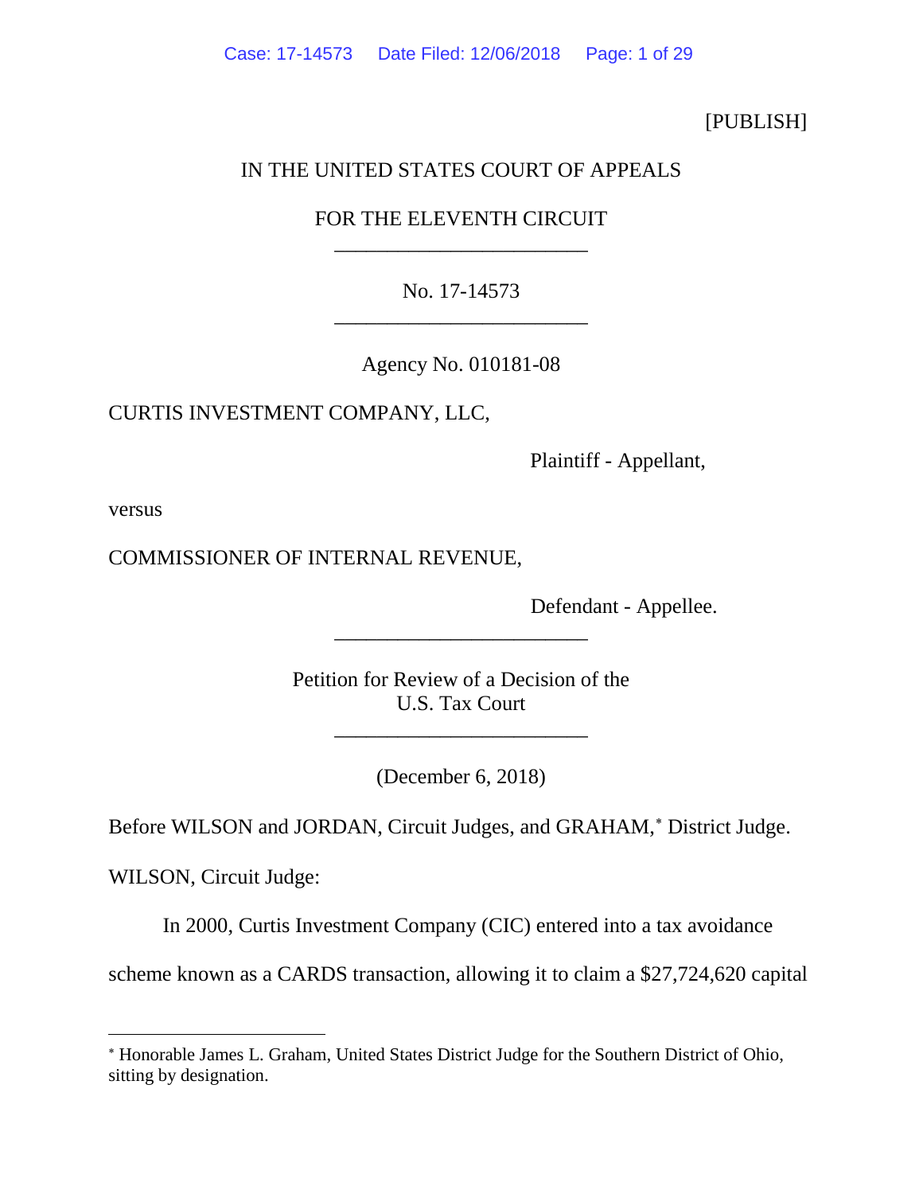[PUBLISH]

IN THE UNITED STATES COURT OF APPEALS

FOR THE ELEVENTH CIRCUIT

________________________

No. 17-14573

________________________

Agency No. 010181-08

CURTIS INVESTMENT COMPANY, LLC,

Plaintiff - Appellant,

versus

COMMISSIONER OF INTERNAL REVENUE,

Defendant - Appellee.

________________________

Petition for Review of a Decision of the
U.S. Tax Court

________________________

(December 6, 2018)

Before WILSON and JORDAN, Circuit Judges, and GRAHAM,* District Judge.

WILSON, Circuit Judge:

In 2000, Curtis Investment Company (CIC) entered into a tax avoidance scheme known as a CARDS transaction, allowing it to claim a $27,724,620 capital

* Honorable James L. Graham, United States District Judge for the Southern District of Ohio, sitting by designation.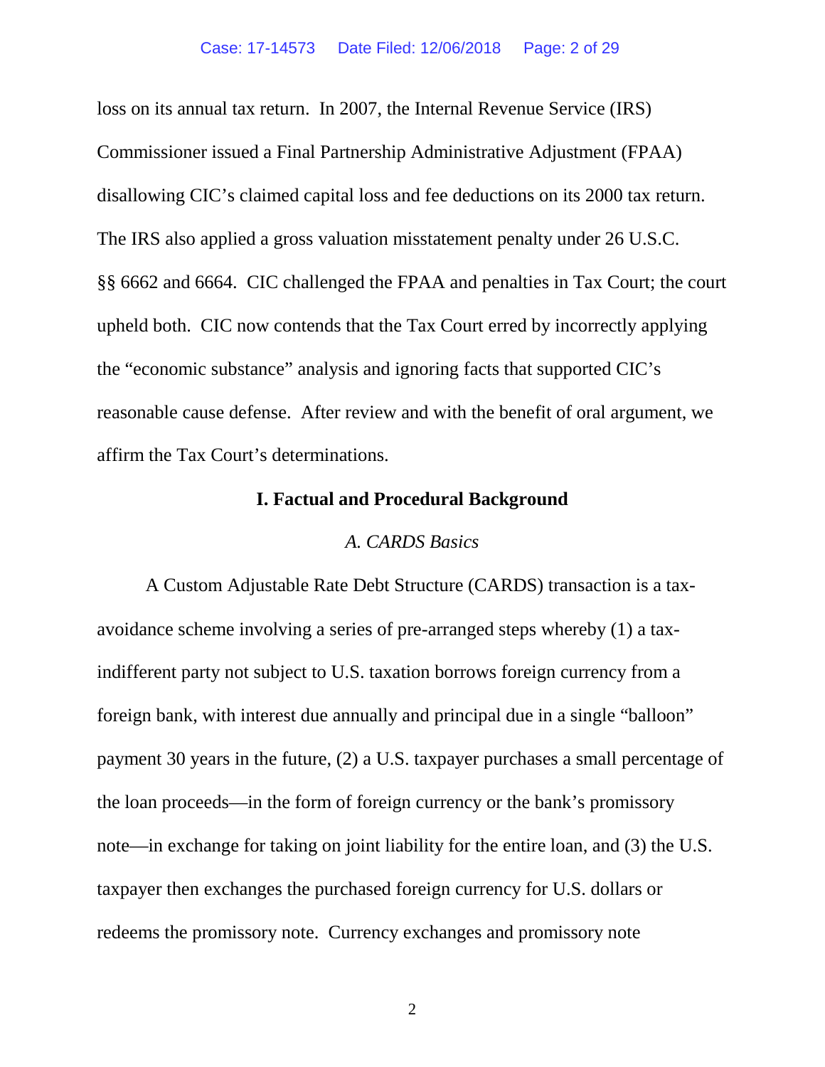loss on its annual tax return. In 2007, the Internal Revenue Service (IRS) Commissioner issued a Final Partnership Administrative Adjustment (FPAA) disallowing CIC's claimed capital loss and fee deductions on its 2000 tax return. The IRS also applied a gross valuation misstatement penalty under 26 U.S.C. §§ 6662 and 6664. CIC challenged the FPAA and penalties in Tax Court; the court upheld both. CIC now contends that the Tax Court erred by incorrectly applying the "economic substance" analysis and ignoring facts that supported CIC's reasonable cause defense. After review and with the benefit of oral argument, we affirm the Tax Court's determinations.

## I. Factual and Procedural Background

### *A. CARDS Basics*

A Custom Adjustable Rate Debt Structure (CARDS) transaction is a tax-avoidance scheme involving a series of pre-arranged steps whereby (1) a tax-indifferent party not subject to U.S. taxation borrows foreign currency from a foreign bank, with interest due annually and principal due in a single "balloon" payment 30 years in the future, (2) a U.S. taxpayer purchases a small percentage of the loan proceeds—in the form of foreign currency or the bank's promissory note—in exchange for taking on joint liability for the entire loan, and (3) the U.S. taxpayer then exchanges the purchased foreign currency for U.S. dollars or redeems the promissory note. Currency exchanges and promissory note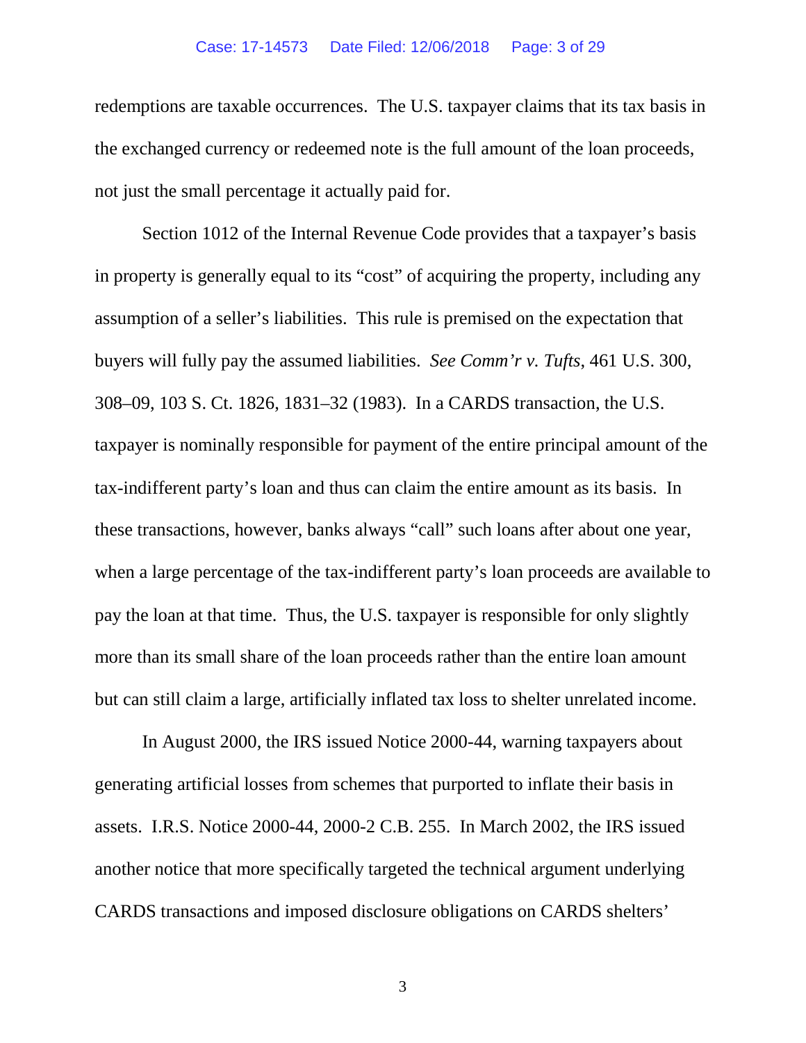redemptions are taxable occurrences. The U.S. taxpayer claims that its tax basis in the exchanged currency or redeemed note is the full amount of the loan proceeds, not just the small percentage it actually paid for.

Section 1012 of the Internal Revenue Code provides that a taxpayer's basis in property is generally equal to its "cost" of acquiring the property, including any assumption of a seller's liabilities. This rule is premised on the expectation that buyers will fully pay the assumed liabilities. *See Comm'r v. Tufts*, 461 U.S. 300, 308–09, 103 S. Ct. 1826, 1831–32 (1983). In a CARDS transaction, the U.S. taxpayer is nominally responsible for payment of the entire principal amount of the tax-indifferent party's loan and thus can claim the entire amount as its basis. In these transactions, however, banks always "call" such loans after about one year, when a large percentage of the tax-indifferent party's loan proceeds are available to pay the loan at that time. Thus, the U.S. taxpayer is responsible for only slightly more than its small share of the loan proceeds rather than the entire loan amount but can still claim a large, artificially inflated tax loss to shelter unrelated income.

In August 2000, the IRS issued Notice 2000-44, warning taxpayers about generating artificial losses from schemes that purported to inflate their basis in assets. I.R.S. Notice 2000-44, 2000-2 C.B. 255. In March 2002, the IRS issued another notice that more specifically targeted the technical argument underlying CARDS transactions and imposed disclosure obligations on CARDS shelters'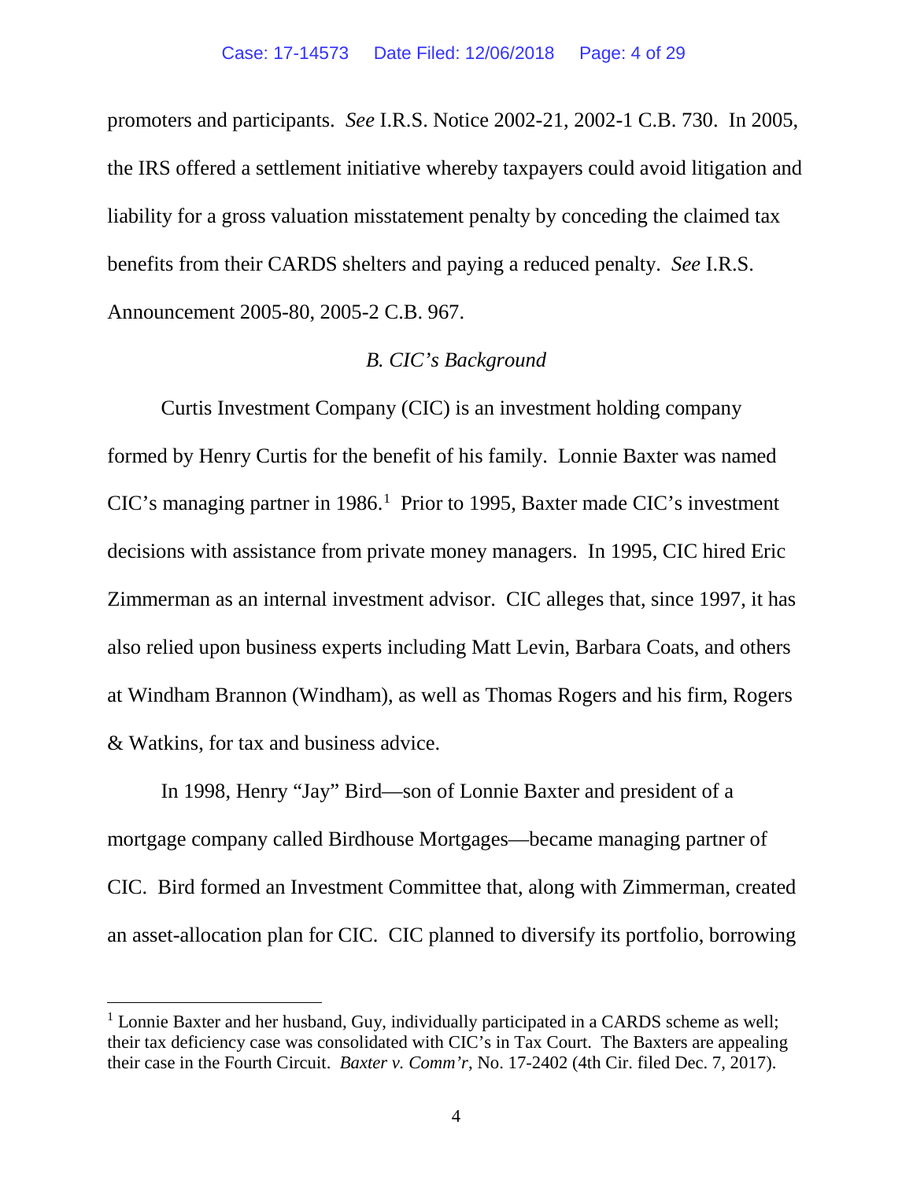promoters and participants. *See* I.R.S. Notice 2002-21, 2002-1 C.B. 730. In 2005, the IRS offered a settlement initiative whereby taxpayers could avoid litigation and liability for a gross valuation misstatement penalty by conceding the claimed tax benefits from their CARDS shelters and paying a reduced penalty. *See* I.R.S. Announcement 2005-80, 2005-2 C.B. 967.

### *B. CIC's Background*

Curtis Investment Company (CIC) is an investment holding company formed by Henry Curtis for the benefit of his family. Lonnie Baxter was named CIC's managing partner in 1986.[1] Prior to 1995, Baxter made CIC's investment decisions with assistance from private money managers. In 1995, CIC hired Eric Zimmerman as an internal investment advisor. CIC alleges that, since 1997, it has also relied upon business experts including Matt Levin, Barbara Coats, and others at Windham Brannon (Windham), as well as Thomas Rogers and his firm, Rogers & Watkins, for tax and business advice.

In 1998, Henry "Jay" Bird—son of Lonnie Baxter and president of a mortgage company called Birdhouse Mortgages—became managing partner of CIC. Bird formed an Investment Committee that, along with Zimmerman, created an asset-allocation plan for CIC. CIC planned to diversify its portfolio, borrowing

---

[1] Lonnie Baxter and her husband, Guy, individually participated in a CARDS scheme as well; their tax deficiency case was consolidated with CIC's in Tax Court. The Baxters are appealing their case in the Fourth Circuit. *Baxter v. Comm'r*, No. 17-2402 (4th Cir. filed Dec. 7, 2017).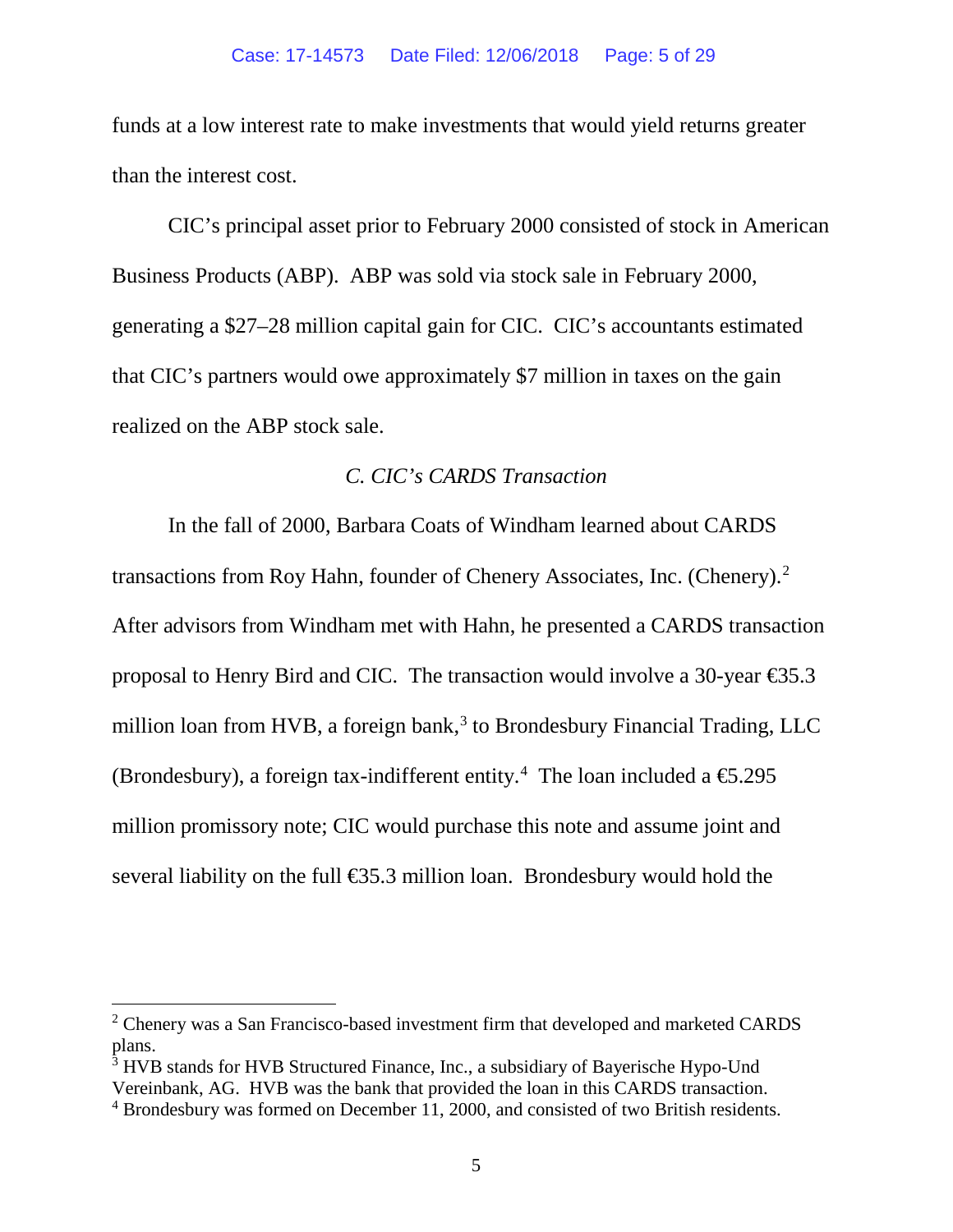funds at a low interest rate to make investments that would yield returns greater than the interest cost.

CIC's principal asset prior to February 2000 consisted of stock in American Business Products (ABP). ABP was sold via stock sale in February 2000, generating a $27–28 million capital gain for CIC. CIC's accountants estimated that CIC's partners would owe approximately $7 million in taxes on the gain realized on the ABP stock sale.

### *C. CIC's CARDS Transaction*

In the fall of 2000, Barbara Coats of Windham learned about CARDS transactions from Roy Hahn, founder of Chenery Associates, Inc. (Chenery).[2] After advisors from Windham met with Hahn, he presented a CARDS transaction proposal to Henry Bird and CIC. The transaction would involve a 30-year €35.3 million loan from HVB, a foreign bank,[3] to Brondesbury Financial Trading, LLC (Brondesbury), a foreign tax-indifferent entity.[4] The loan included a €5.295 million promissory note; CIC would purchase this note and assume joint and several liability on the full €35.3 million loan. Brondesbury would hold the

---

[2] Chenery was a San Francisco-based investment firm that developed and marketed CARDS plans.

[3] HVB stands for HVB Structured Finance, Inc., a subsidiary of Bayerische Hypo-Und Vereinbank, AG. HVB was the bank that provided the loan in this CARDS transaction.

[4] Brondesbury was formed on December 11, 2000, and consisted of two British residents.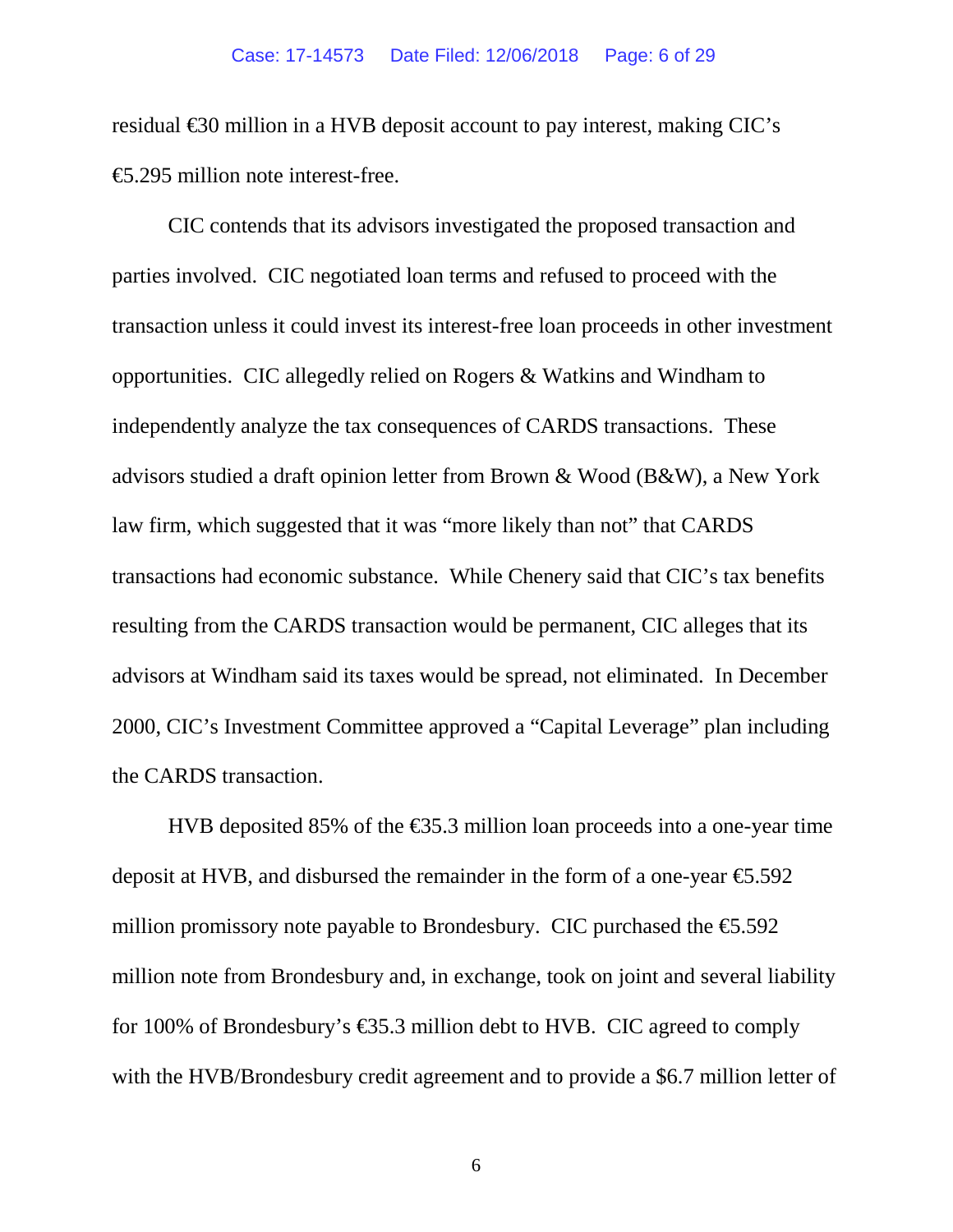residual €30 million in a HVB deposit account to pay interest, making CIC's €5.295 million note interest-free.

CIC contends that its advisors investigated the proposed transaction and parties involved. CIC negotiated loan terms and refused to proceed with the transaction unless it could invest its interest-free loan proceeds in other investment opportunities. CIC allegedly relied on Rogers & Watkins and Windham to independently analyze the tax consequences of CARDS transactions. These advisors studied a draft opinion letter from Brown & Wood (B&W), a New York law firm, which suggested that it was "more likely than not" that CARDS transactions had economic substance. While Chenery said that CIC's tax benefits resulting from the CARDS transaction would be permanent, CIC alleges that its advisors at Windham said its taxes would be spread, not eliminated. In December 2000, CIC's Investment Committee approved a "Capital Leverage" plan including the CARDS transaction.

HVB deposited 85% of the €35.3 million loan proceeds into a one-year time deposit at HVB, and disbursed the remainder in the form of a one-year €5.592 million promissory note payable to Brondesbury. CIC purchased the €5.592 million note from Brondesbury and, in exchange, took on joint and several liability for 100% of Brondesbury's €35.3 million debt to HVB. CIC agreed to comply with the HVB/Brondesbury credit agreement and to provide a $6.7 million letter of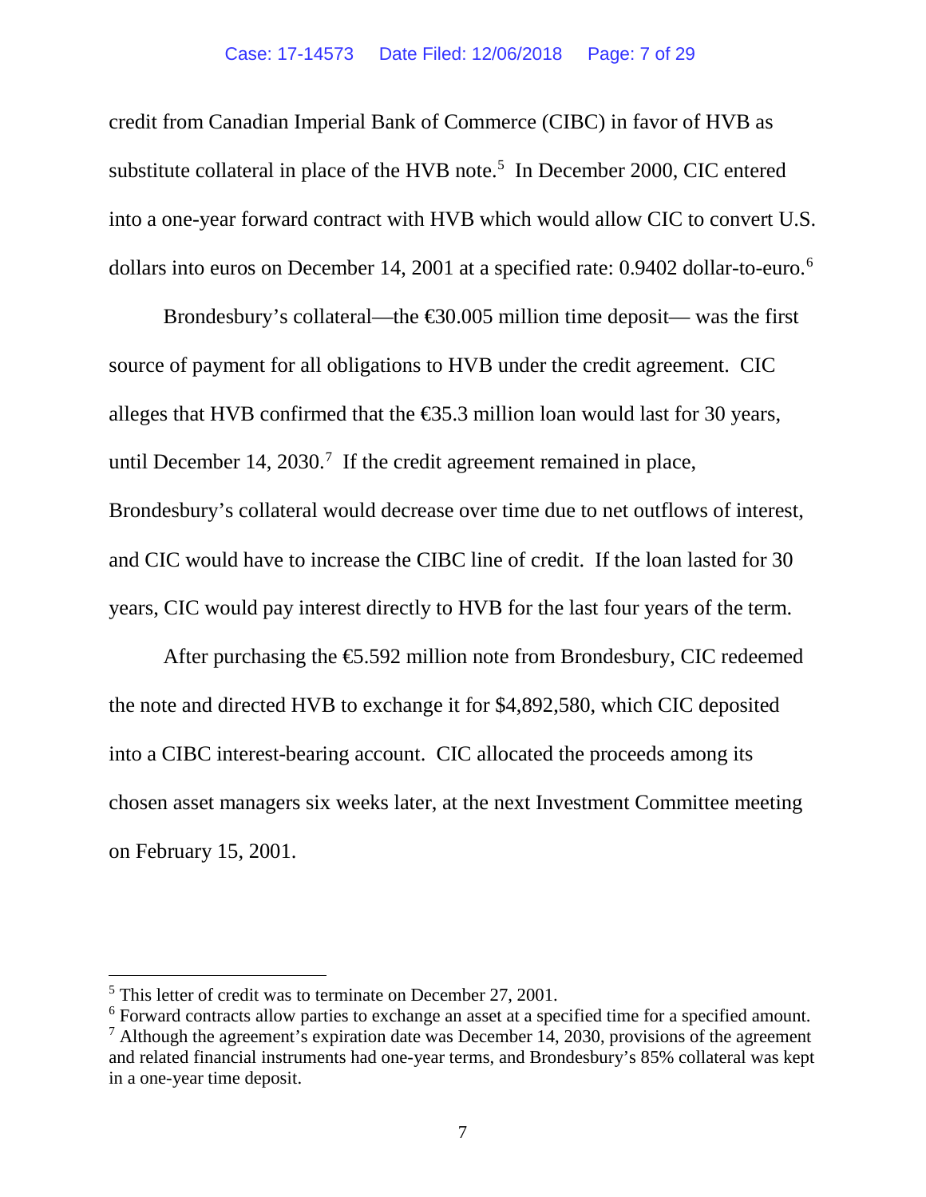credit from Canadian Imperial Bank of Commerce (CIBC) in favor of HVB as substitute collateral in place of the HVB note.[5] In December 2000, CIC entered into a one-year forward contract with HVB which would allow CIC to convert U.S. dollars into euros on December 14, 2001 at a specified rate: 0.9402 dollar-to-euro.[6]

Brondesbury's collateral—the €30.005 million time deposit— was the first source of payment for all obligations to HVB under the credit agreement. CIC alleges that HVB confirmed that the €35.3 million loan would last for 30 years, until December 14, 2030.[7] If the credit agreement remained in place, Brondesbury's collateral would decrease over time due to net outflows of interest, and CIC would have to increase the CIBC line of credit. If the loan lasted for 30 years, CIC would pay interest directly to HVB for the last four years of the term.

After purchasing the €5.592 million note from Brondesbury, CIC redeemed the note and directed HVB to exchange it for $4,892,580, which CIC deposited into a CIBC interest-bearing account. CIC allocated the proceeds among its chosen asset managers six weeks later, at the next Investment Committee meeting on February 15, 2001.

---

[5] This letter of credit was to terminate on December 27, 2001.

[6] Forward contracts allow parties to exchange an asset at a specified time for a specified amount.

[7] Although the agreement's expiration date was December 14, 2030, provisions of the agreement and related financial instruments had one-year terms, and Brondesbury's 85% collateral was kept in a one-year time deposit.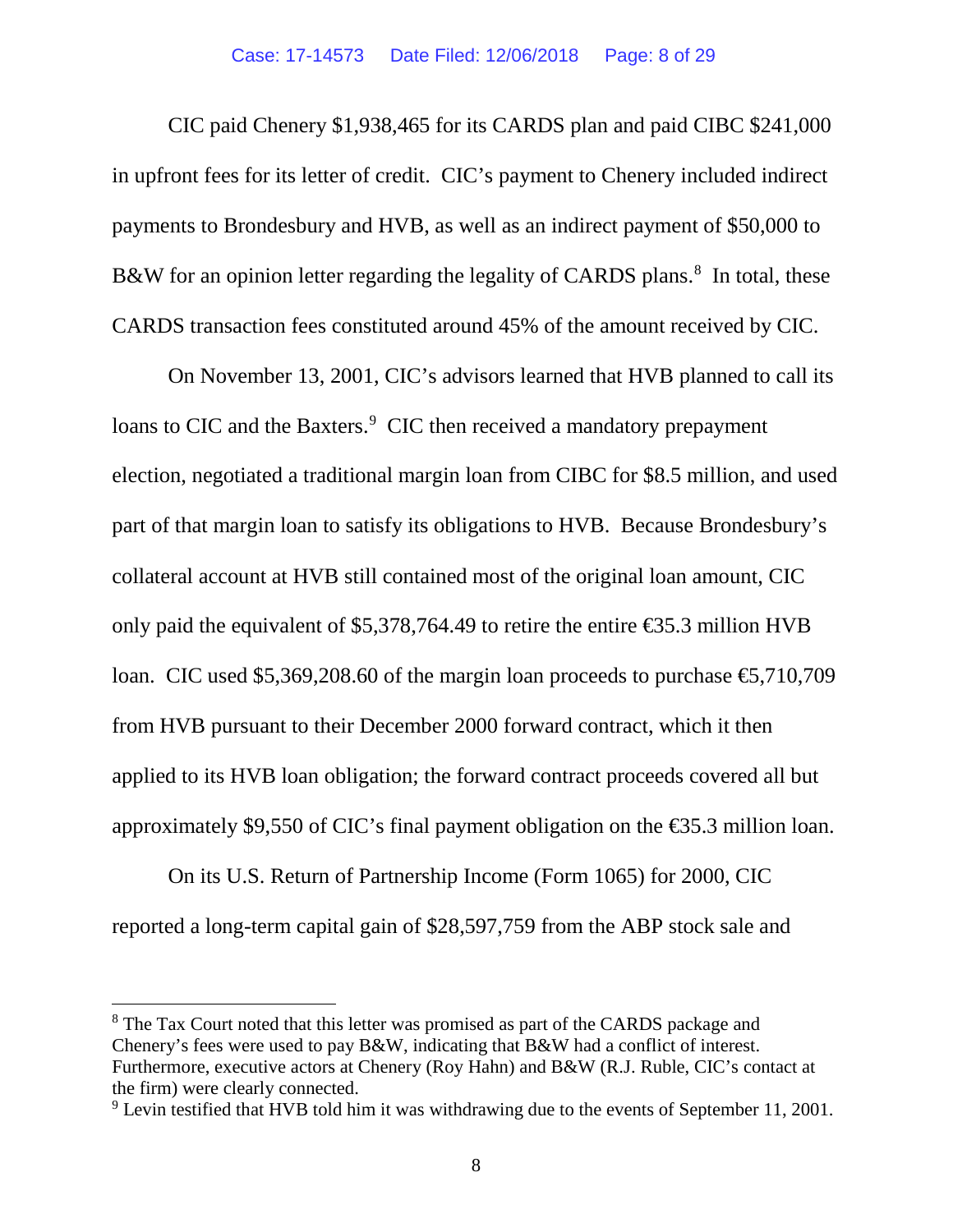CIC paid Chenery $1,938,465 for its CARDS plan and paid CIBC $241,000 in upfront fees for its letter of credit. CIC's payment to Chenery included indirect payments to Brondesbury and HVB, as well as an indirect payment of $50,000 to B&W for an opinion letter regarding the legality of CARDS plans.[8] In total, these CARDS transaction fees constituted around 45% of the amount received by CIC.

On November 13, 2001, CIC's advisors learned that HVB planned to call its loans to CIC and the Baxters.[9] CIC then received a mandatory prepayment election, negotiated a traditional margin loan from CIBC for $8.5 million, and used part of that margin loan to satisfy its obligations to HVB. Because Brondesbury's collateral account at HVB still contained most of the original loan amount, CIC only paid the equivalent of $5,378,764.49 to retire the entire €35.3 million HVB loan. CIC used $5,369,208.60 of the margin loan proceeds to purchase €5,710,709 from HVB pursuant to their December 2000 forward contract, which it then applied to its HVB loan obligation; the forward contract proceeds covered all but approximately $9,550 of CIC's final payment obligation on the €35.3 million loan.

On its U.S. Return of Partnership Income (Form 1065) for 2000, CIC reported a long-term capital gain of $28,597,759 from the ABP stock sale and

---

[8] The Tax Court noted that this letter was promised as part of the CARDS package and Chenery's fees were used to pay B&W, indicating that B&W had a conflict of interest. Furthermore, executive actors at Chenery (Roy Hahn) and B&W (R.J. Ruble, CIC's contact at the firm) were clearly connected.

[9] Levin testified that HVB told him it was withdrawing due to the events of September 11, 2001.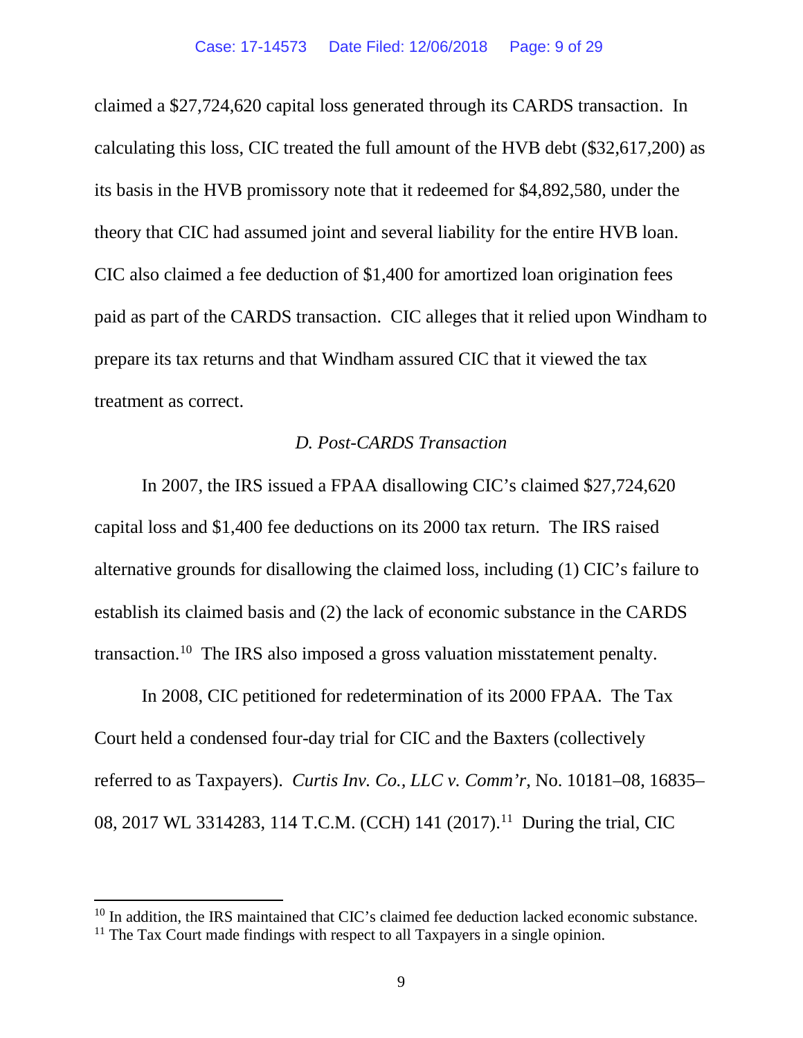claimed a $27,724,620 capital loss generated through its CARDS transaction. In calculating this loss, CIC treated the full amount of the HVB debt ($32,617,200) as its basis in the HVB promissory note that it redeemed for $4,892,580, under the theory that CIC had assumed joint and several liability for the entire HVB loan. CIC also claimed a fee deduction of $1,400 for amortized loan origination fees paid as part of the CARDS transaction. CIC alleges that it relied upon Windham to prepare its tax returns and that Windham assured CIC that it viewed the tax treatment as correct.

### *D. Post-CARDS Transaction*

In 2007, the IRS issued a FPAA disallowing CIC's claimed $27,724,620 capital loss and $1,400 fee deductions on its 2000 tax return. The IRS raised alternative grounds for disallowing the claimed loss, including (1) CIC's failure to establish its claimed basis and (2) the lack of economic substance in the CARDS transaction.[10] The IRS also imposed a gross valuation misstatement penalty.

In 2008, CIC petitioned for redetermination of its 2000 FPAA. The Tax Court held a condensed four-day trial for CIC and the Baxters (collectively referred to as Taxpayers). *Curtis Inv. Co., LLC v. Comm'r*, No. 10181–08, 16835–08, 2017 WL 3314283, 114 T.C.M. (CCH) 141 (2017).[11] During the trial, CIC

[10] In addition, the IRS maintained that CIC's claimed fee deduction lacked economic substance.

[11] The Tax Court made findings with respect to all Taxpayers in a single opinion.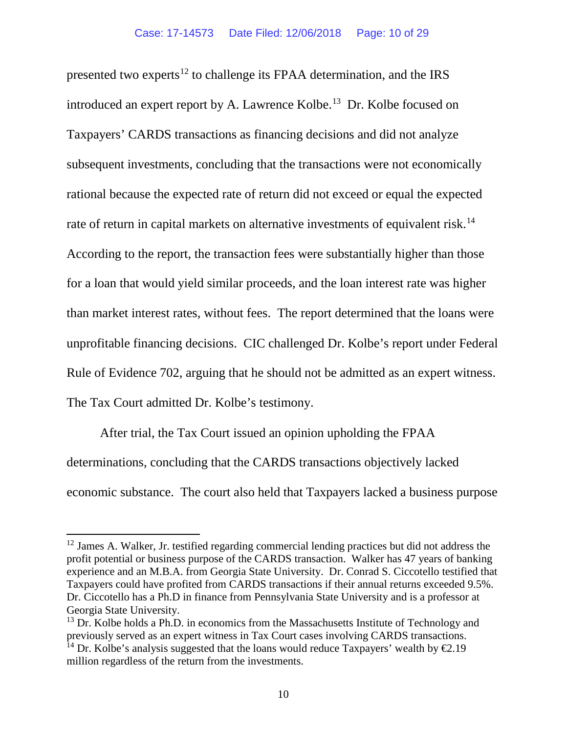presented two experts[12] to challenge its FPAA determination, and the IRS introduced an expert report by A. Lawrence Kolbe.[13] Dr. Kolbe focused on Taxpayers' CARDS transactions as financing decisions and did not analyze subsequent investments, concluding that the transactions were not economically rational because the expected rate of return did not exceed or equal the expected rate of return in capital markets on alternative investments of equivalent risk.[14] According to the report, the transaction fees were substantially higher than those for a loan that would yield similar proceeds, and the loan interest rate was higher than market interest rates, without fees. The report determined that the loans were unprofitable financing decisions. CIC challenged Dr. Kolbe's report under Federal Rule of Evidence 702, arguing that he should not be admitted as an expert witness. The Tax Court admitted Dr. Kolbe's testimony.

After trial, the Tax Court issued an opinion upholding the FPAA determinations, concluding that the CARDS transactions objectively lacked economic substance. The court also held that Taxpayers lacked a business purpose

---

[12] James A. Walker, Jr. testified regarding commercial lending practices but did not address the profit potential or business purpose of the CARDS transaction. Walker has 47 years of banking experience and an M.B.A. from Georgia State University. Dr. Conrad S. Ciccotello testified that Taxpayers could have profited from CARDS transactions if their annual returns exceeded 9.5%. Dr. Ciccotello has a Ph.D in finance from Pennsylvania State University and is a professor at Georgia State University.

[13] Dr. Kolbe holds a Ph.D. in economics from the Massachusetts Institute of Technology and previously served as an expert witness in Tax Court cases involving CARDS transactions.

[14] Dr. Kolbe's analysis suggested that the loans would reduce Taxpayers' wealth by €2.19 million regardless of the return from the investments.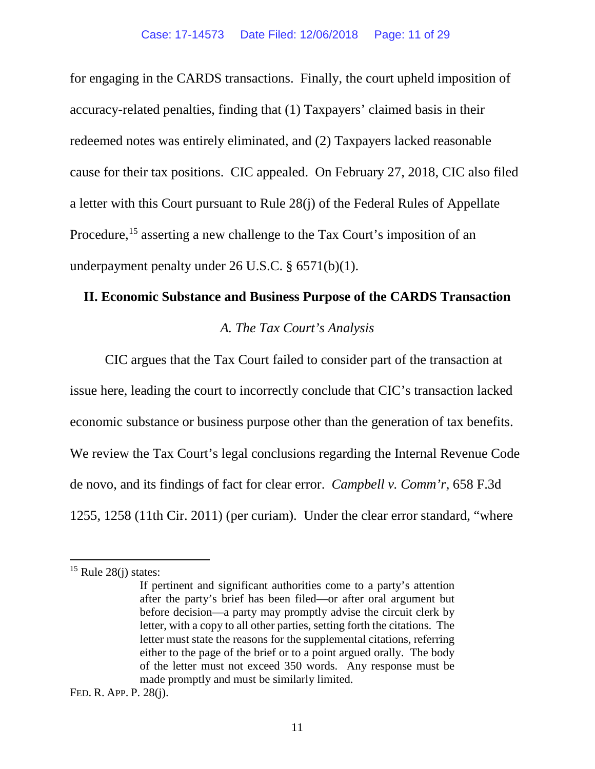for engaging in the CARDS transactions. Finally, the court upheld imposition of accuracy-related penalties, finding that (1) Taxpayers' claimed basis in their redeemed notes was entirely eliminated, and (2) Taxpayers lacked reasonable cause for their tax positions. CIC appealed. On February 27, 2018, CIC also filed a letter with this Court pursuant to Rule 28(j) of the Federal Rules of Appellate Procedure,[15] asserting a new challenge to the Tax Court's imposition of an underpayment penalty under 26 U.S.C. § 6571(b)(1).

## II. Economic Substance and Business Purpose of the CARDS Transaction

### *A. The Tax Court's Analysis*

CIC argues that the Tax Court failed to consider part of the transaction at issue here, leading the court to incorrectly conclude that CIC's transaction lacked economic substance or business purpose other than the generation of tax benefits. We review the Tax Court's legal conclusions regarding the Internal Revenue Code de novo, and its findings of fact for clear error. *Campbell v. Comm'r*, 658 F.3d 1255, 1258 (11th Cir. 2011) (per curiam). Under the clear error standard, "where

---

[15] Rule 28(j) states:

> If pertinent and significant authorities come to a party's attention after the party's brief has been filed—or after oral argument but before decision—a party may promptly advise the circuit clerk by letter, with a copy to all other parties, setting forth the citations. The letter must state the reasons for the supplemental citations, referring either to the page of the brief or to a point argued orally. The body of the letter must not exceed 350 words. Any response must be made promptly and must be similarly limited.

FED. R. APP. P. 28(j).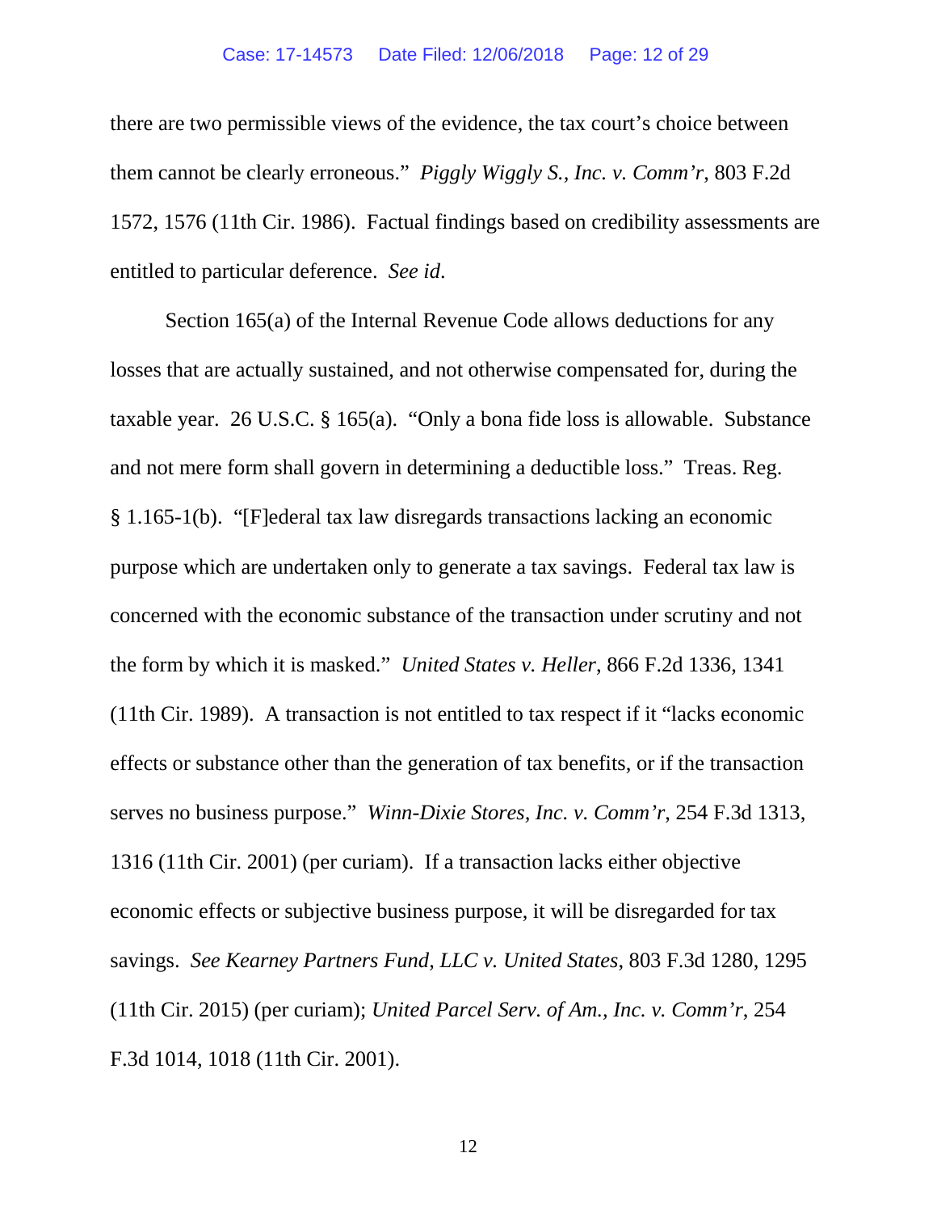there are two permissible views of the evidence, the tax court's choice between them cannot be clearly erroneous." *Piggly Wiggly S., Inc. v. Comm'r*, 803 F.2d 1572, 1576 (11th Cir. 1986). Factual findings based on credibility assessments are entitled to particular deference. *See id.*

Section 165(a) of the Internal Revenue Code allows deductions for any losses that are actually sustained, and not otherwise compensated for, during the taxable year. 26 U.S.C. § 165(a). "Only a bona fide loss is allowable. Substance and not mere form shall govern in determining a deductible loss." Treas. Reg. § 1.165-1(b). "[F]ederal tax law disregards transactions lacking an economic purpose which are undertaken only to generate a tax savings. Federal tax law is concerned with the economic substance of the transaction under scrutiny and not the form by which it is masked." *United States v. Heller*, 866 F.2d 1336, 1341 (11th Cir. 1989). A transaction is not entitled to tax respect if it "lacks economic effects or substance other than the generation of tax benefits, or if the transaction serves no business purpose." *Winn-Dixie Stores, Inc. v. Comm'r*, 254 F.3d 1313, 1316 (11th Cir. 2001) (per curiam). If a transaction lacks either objective economic effects or subjective business purpose, it will be disregarded for tax savings. *See Kearney Partners Fund, LLC v. United States*, 803 F.3d 1280, 1295 (11th Cir. 2015) (per curiam); *United Parcel Serv. of Am., Inc. v. Comm'r*, 254 F.3d 1014, 1018 (11th Cir. 2001).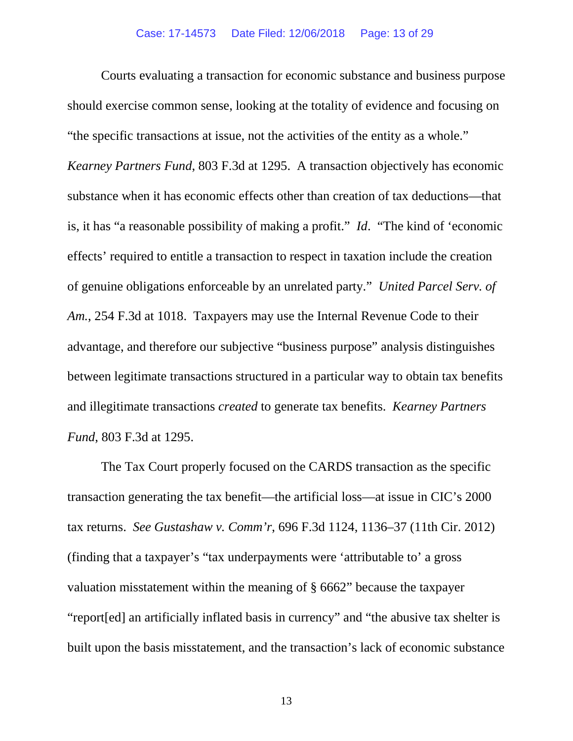Courts evaluating a transaction for economic substance and business purpose should exercise common sense, looking at the totality of evidence and focusing on "the specific transactions at issue, not the activities of the entity as a whole." *Kearney Partners Fund*, 803 F.3d at 1295. A transaction objectively has economic substance when it has economic effects other than creation of tax deductions—that is, it has "a reasonable possibility of making a profit." *Id*. "The kind of 'economic effects' required to entitle a transaction to respect in taxation include the creation of genuine obligations enforceable by an unrelated party." *United Parcel Serv. of Am.*, 254 F.3d at 1018. Taxpayers may use the Internal Revenue Code to their advantage, and therefore our subjective "business purpose" analysis distinguishes between legitimate transactions structured in a particular way to obtain tax benefits and illegitimate transactions *created* to generate tax benefits. *Kearney Partners Fund*, 803 F.3d at 1295.

The Tax Court properly focused on the CARDS transaction as the specific transaction generating the tax benefit—the artificial loss—at issue in CIC's 2000 tax returns. *See Gustashaw v. Comm'r*, 696 F.3d 1124, 1136–37 (11th Cir. 2012) (finding that a taxpayer's "tax underpayments were 'attributable to' a gross valuation misstatement within the meaning of § 6662" because the taxpayer "report[ed] an artificially inflated basis in currency" and "the abusive tax shelter is built upon the basis misstatement, and the transaction's lack of economic substance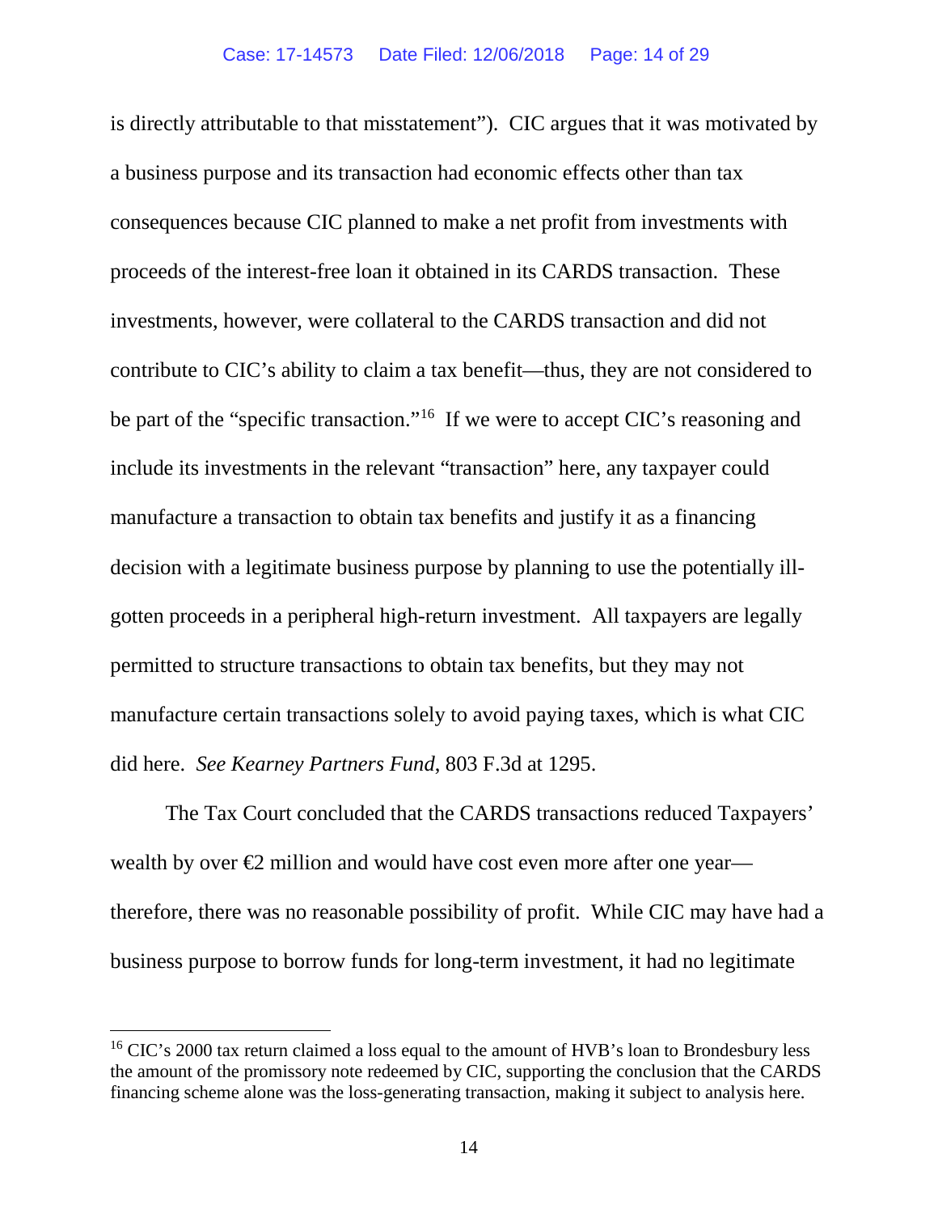is directly attributable to that misstatement"). CIC argues that it was motivated by a business purpose and its transaction had economic effects other than tax consequences because CIC planned to make a net profit from investments with proceeds of the interest-free loan it obtained in its CARDS transaction. These investments, however, were collateral to the CARDS transaction and did not contribute to CIC's ability to claim a tax benefit—thus, they are not considered to be part of the "specific transaction."[16] If we were to accept CIC's reasoning and include its investments in the relevant "transaction" here, any taxpayer could manufacture a transaction to obtain tax benefits and justify it as a financing decision with a legitimate business purpose by planning to use the potentially ill-gotten proceeds in a peripheral high-return investment. All taxpayers are legally permitted to structure transactions to obtain tax benefits, but they may not manufacture certain transactions solely to avoid paying taxes, which is what CIC did here. *See Kearney Partners Fund*, 803 F.3d at 1295.

The Tax Court concluded that the CARDS transactions reduced Taxpayers' wealth by over €2 million and would have cost even more after one year—therefore, there was no reasonable possibility of profit. While CIC may have had a business purpose to borrow funds for long-term investment, it had no legitimate

---

[16] CIC's 2000 tax return claimed a loss equal to the amount of HVB's loan to Brondesbury less the amount of the promissory note redeemed by CIC, supporting the conclusion that the CARDS financing scheme alone was the loss-generating transaction, making it subject to analysis here.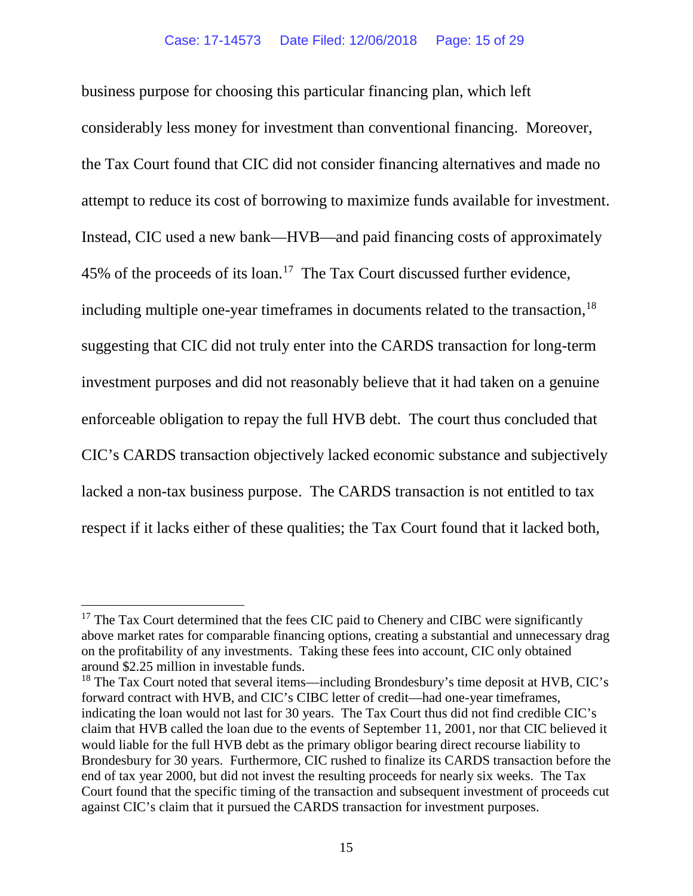business purpose for choosing this particular financing plan, which left considerably less money for investment than conventional financing. Moreover, the Tax Court found that CIC did not consider financing alternatives and made no attempt to reduce its cost of borrowing to maximize funds available for investment. Instead, CIC used a new bank—HVB—and paid financing costs of approximately 45% of the proceeds of its loan.[17] The Tax Court discussed further evidence, including multiple one-year timeframes in documents related to the transaction,[18] suggesting that CIC did not truly enter into the CARDS transaction for long-term investment purposes and did not reasonably believe that it had taken on a genuine enforceable obligation to repay the full HVB debt. The court thus concluded that CIC's CARDS transaction objectively lacked economic substance and subjectively lacked a non-tax business purpose. The CARDS transaction is not entitled to tax respect if it lacks either of these qualities; the Tax Court found that it lacked both,

---

[17] The Tax Court determined that the fees CIC paid to Chenery and CIBC were significantly above market rates for comparable financing options, creating a substantial and unnecessary drag on the profitability of any investments. Taking these fees into account, CIC only obtained around $2.25 million in investable funds.

[18] The Tax Court noted that several items—including Brondesbury's time deposit at HVB, CIC's forward contract with HVB, and CIC's CIBC letter of credit—had one-year timeframes, indicating the loan would not last for 30 years. The Tax Court thus did not find credible CIC's claim that HVB called the loan due to the events of September 11, 2001, nor that CIC believed it would liable for the full HVB debt as the primary obligor bearing direct recourse liability to Brondesbury for 30 years. Furthermore, CIC rushed to finalize its CARDS transaction before the end of tax year 2000, but did not invest the resulting proceeds for nearly six weeks. The Tax Court found that the specific timing of the transaction and subsequent investment of proceeds cut against CIC's claim that it pursued the CARDS transaction for investment purposes.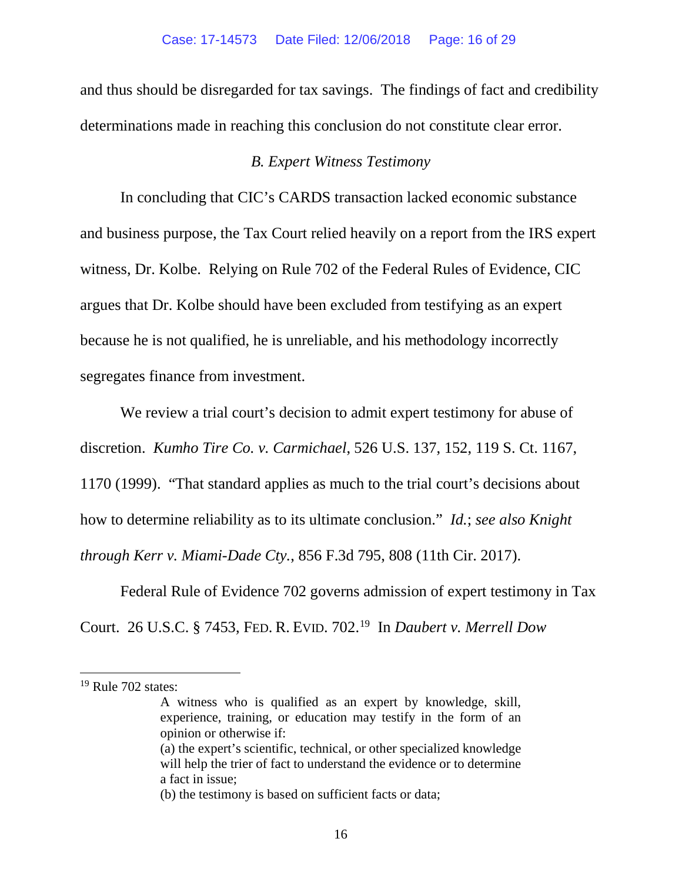and thus should be disregarded for tax savings. The findings of fact and credibility determinations made in reaching this conclusion do not constitute clear error.

### *B. Expert Witness Testimony*

In concluding that CIC's CARDS transaction lacked economic substance and business purpose, the Tax Court relied heavily on a report from the IRS expert witness, Dr. Kolbe. Relying on Rule 702 of the Federal Rules of Evidence, CIC argues that Dr. Kolbe should have been excluded from testifying as an expert because he is not qualified, he is unreliable, and his methodology incorrectly segregates finance from investment.

We review a trial court's decision to admit expert testimony for abuse of discretion. *Kumho Tire Co. v. Carmichael*, 526 U.S. 137, 152, 119 S. Ct. 1167, 1170 (1999). "That standard applies as much to the trial court's decisions about how to determine reliability as to its ultimate conclusion." *Id.*; *see also Knight through Kerr v. Miami-Dade Cty.*, 856 F.3d 795, 808 (11th Cir. 2017).

Federal Rule of Evidence 702 governs admission of expert testimony in Tax Court. 26 U.S.C. § 7453, FED. R. EVID. 702.[19] In *Daubert v. Merrell Dow*

---

[19] Rule 702 states:

> A witness who is qualified as an expert by knowledge, skill, experience, training, or education may testify in the form of an opinion or otherwise if:
>
> (a) the expert's scientific, technical, or other specialized knowledge will help the trier of fact to understand the evidence or to determine a fact in issue;
>
> (b) the testimony is based on sufficient facts or data;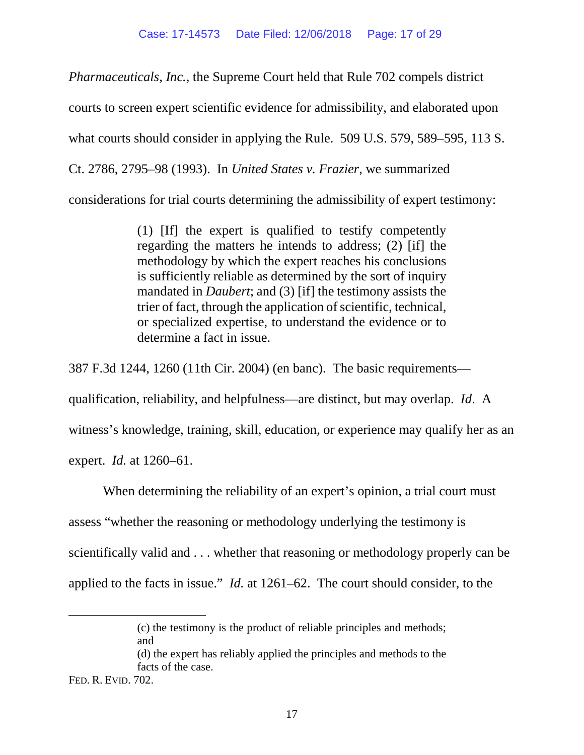*Pharmaceuticals, Inc.*, the Supreme Court held that Rule 702 compels district courts to screen expert scientific evidence for admissibility, and elaborated upon what courts should consider in applying the Rule. 509 U.S. 579, 589–595, 113 S. Ct. 2786, 2795–98 (1993). In *United States v. Frazier*, we summarized considerations for trial courts determining the admissibility of expert testimony:

> (1) [If] the expert is qualified to testify competently regarding the matters he intends to address; (2) [if] the methodology by which the expert reaches his conclusions is sufficiently reliable as determined by the sort of inquiry mandated in *Daubert*; and (3) [if] the testimony assists the trier of fact, through the application of scientific, technical, or specialized expertise, to understand the evidence or to determine a fact in issue.

387 F.3d 1244, 1260 (11th Cir. 2004) (en banc). The basic requirements—qualification, reliability, and helpfulness—are distinct, but may overlap. *Id*. A witness's knowledge, training, skill, education, or experience may qualify her as an expert. *Id.* at 1260–61.

When determining the reliability of an expert's opinion, a trial court must assess "whether the reasoning or methodology underlying the testimony is scientifically valid and . . . whether that reasoning or methodology properly can be applied to the facts in issue." *Id.* at 1261–62. The court should consider, to the

---

> (c) the testimony is the product of reliable principles and methods; and
> (d) the expert has reliably applied the principles and methods to the facts of the case.

FED. R. EVID. 702.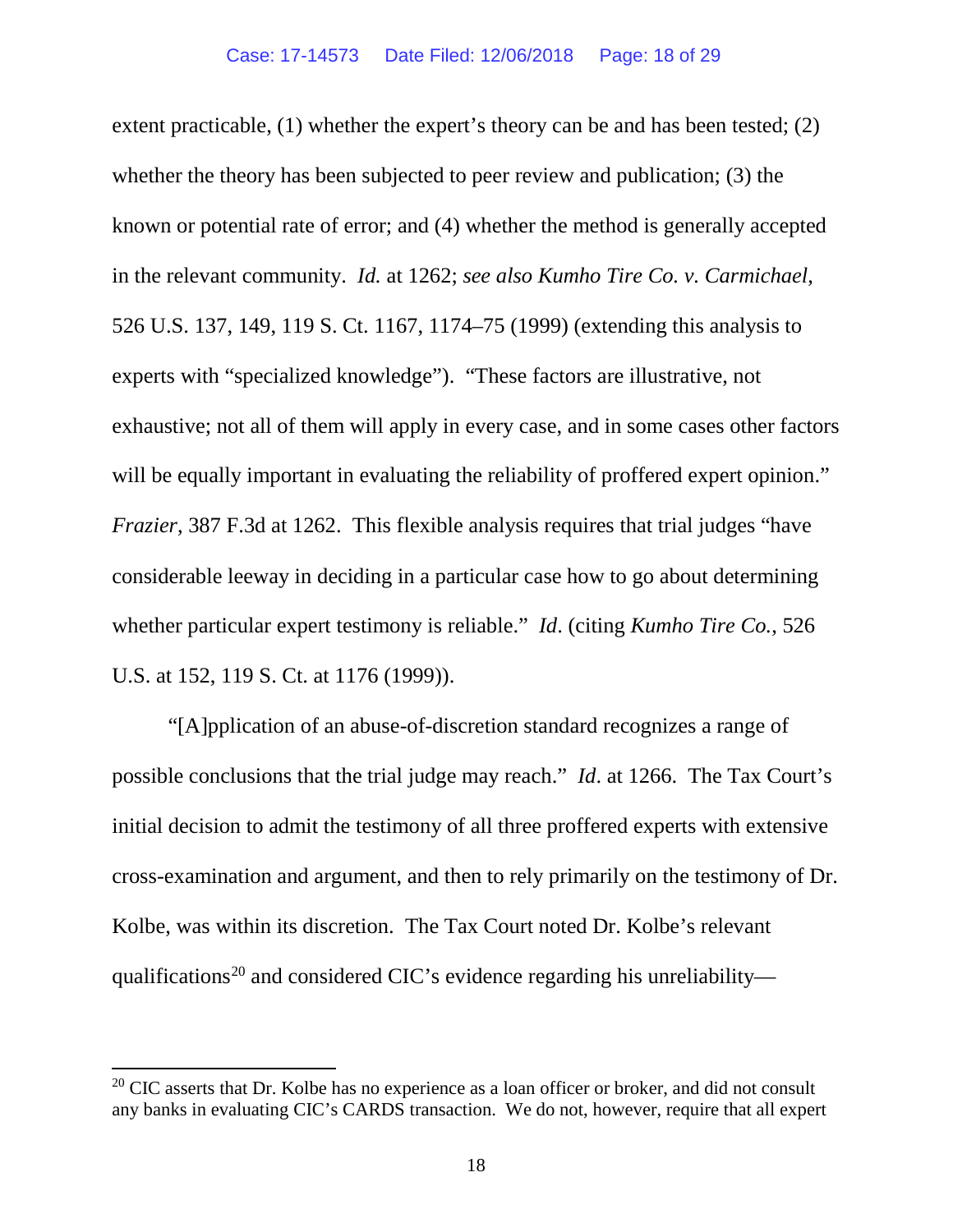extent practicable, (1) whether the expert's theory can be and has been tested; (2) whether the theory has been subjected to peer review and publication; (3) the known or potential rate of error; and (4) whether the method is generally accepted in the relevant community. *Id.* at 1262; *see also Kumho Tire Co. v. Carmichael*, 526 U.S. 137, 149, 119 S. Ct. 1167, 1174–75 (1999) (extending this analysis to experts with "specialized knowledge"). "These factors are illustrative, not exhaustive; not all of them will apply in every case, and in some cases other factors will be equally important in evaluating the reliability of proffered expert opinion." *Frazier*, 387 F.3d at 1262. This flexible analysis requires that trial judges "have considerable leeway in deciding in a particular case how to go about determining whether particular expert testimony is reliable." *Id*. (citing *Kumho Tire Co.*, 526 U.S. at 152, 119 S. Ct. at 1176 (1999)).

"[A]pplication of an abuse-of-discretion standard recognizes a range of possible conclusions that the trial judge may reach." *Id*. at 1266. The Tax Court's initial decision to admit the testimony of all three proffered experts with extensive cross-examination and argument, and then to rely primarily on the testimony of Dr. Kolbe, was within its discretion. The Tax Court noted Dr. Kolbe's relevant qualifications[20] and considered CIC's evidence regarding his unreliability—

---

[20] CIC asserts that Dr. Kolbe has no experience as a loan officer or broker, and did not consult any banks in evaluating CIC's CARDS transaction. We do not, however, require that all expert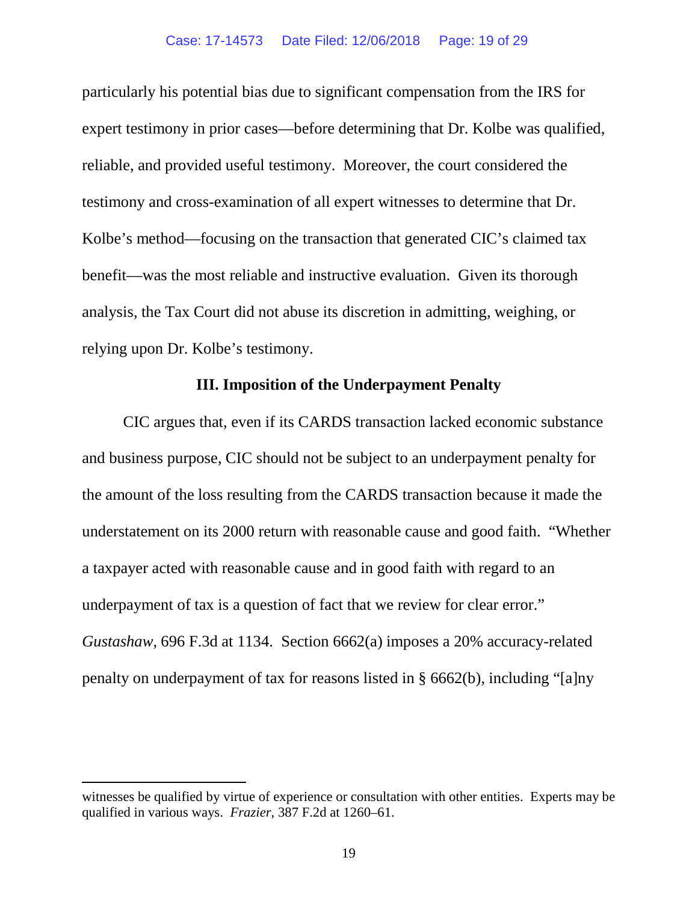particularly his potential bias due to significant compensation from the IRS for expert testimony in prior cases—before determining that Dr. Kolbe was qualified, reliable, and provided useful testimony. Moreover, the court considered the testimony and cross-examination of all expert witnesses to determine that Dr. Kolbe's method—focusing on the transaction that generated CIC's claimed tax benefit—was the most reliable and instructive evaluation. Given its thorough analysis, the Tax Court did not abuse its discretion in admitting, weighing, or relying upon Dr. Kolbe's testimony.

### III. Imposition of the Underpayment Penalty

CIC argues that, even if its CARDS transaction lacked economic substance and business purpose, CIC should not be subject to an underpayment penalty for the amount of the loss resulting from the CARDS transaction because it made the understatement on its 2000 return with reasonable cause and good faith. "Whether a taxpayer acted with reasonable cause and in good faith with regard to an underpayment of tax is a question of fact that we review for clear error." *Gustashaw*, 696 F.3d at 1134. Section 6662(a) imposes a 20% accuracy-related penalty on underpayment of tax for reasons listed in § 6662(b), including "[a]ny

---

witnesses be qualified by virtue of experience or consultation with other entities. Experts may be qualified in various ways. *Frazier*, 387 F.2d at 1260–61.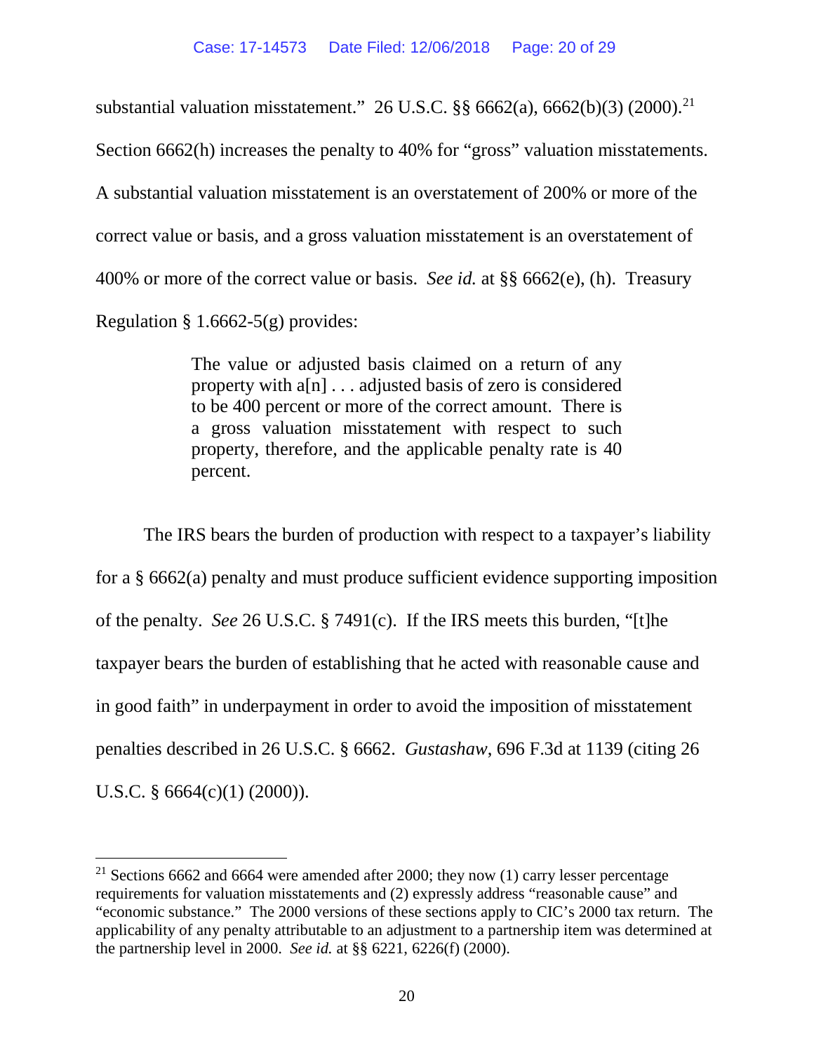substantial valuation misstatement." 26 U.S.C. §§ 6662(a), 6662(b)(3) (2000).[21] Section 6662(h) increases the penalty to 40% for "gross" valuation misstatements. A substantial valuation misstatement is an overstatement of 200% or more of the correct value or basis, and a gross valuation misstatement is an overstatement of 400% or more of the correct value or basis. *See id.* at §§ 6662(e), (h). Treasury Regulation § 1.6662-5(g) provides:

> The value or adjusted basis claimed on a return of any property with a[n] . . . adjusted basis of zero is considered to be 400 percent or more of the correct amount. There is a gross valuation misstatement with respect to such property, therefore, and the applicable penalty rate is 40 percent.

The IRS bears the burden of production with respect to a taxpayer's liability for a § 6662(a) penalty and must produce sufficient evidence supporting imposition of the penalty. *See* 26 U.S.C. § 7491(c). If the IRS meets this burden, "[t]he taxpayer bears the burden of establishing that he acted with reasonable cause and in good faith" in underpayment in order to avoid the imposition of misstatement penalties described in 26 U.S.C. § 6662. *Gustashaw*, 696 F.3d at 1139 (citing 26 U.S.C. § 6664(c)(1) (2000)).

---

[21] Sections 6662 and 6664 were amended after 2000; they now (1) carry lesser percentage requirements for valuation misstatements and (2) expressly address "reasonable cause" and "economic substance." The 2000 versions of these sections apply to CIC's 2000 tax return. The applicability of any penalty attributable to an adjustment to a partnership item was determined at the partnership level in 2000. *See id.* at §§ 6221, 6226(f) (2000).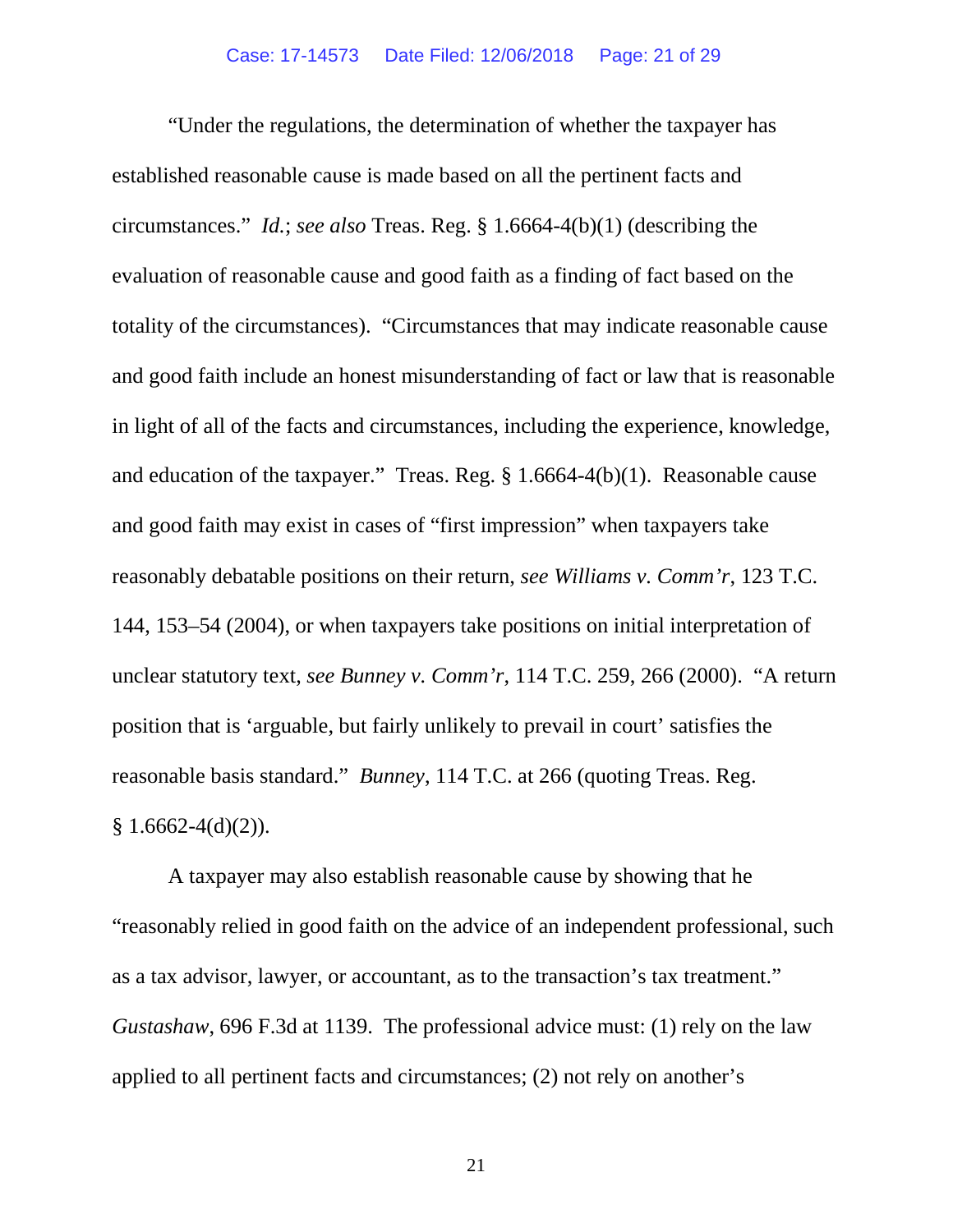"Under the regulations, the determination of whether the taxpayer has established reasonable cause is made based on all the pertinent facts and circumstances." *Id.*; *see also* Treas. Reg. § 1.6664-4(b)(1) (describing the evaluation of reasonable cause and good faith as a finding of fact based on the totality of the circumstances). "Circumstances that may indicate reasonable cause and good faith include an honest misunderstanding of fact or law that is reasonable in light of all of the facts and circumstances, including the experience, knowledge, and education of the taxpayer." Treas. Reg. § 1.6664-4(b)(1). Reasonable cause and good faith may exist in cases of "first impression" when taxpayers take reasonably debatable positions on their return, *see Williams v. Comm'r*, 123 T.C. 144, 153–54 (2004), or when taxpayers take positions on initial interpretation of unclear statutory text, *see Bunney v. Comm'r*, 114 T.C. 259, 266 (2000). "A return position that is 'arguable, but fairly unlikely to prevail in court' satisfies the reasonable basis standard." *Bunney*, 114 T.C. at 266 (quoting Treas. Reg. § 1.6662-4(d)(2)).

A taxpayer may also establish reasonable cause by showing that he "reasonably relied in good faith on the advice of an independent professional, such as a tax advisor, lawyer, or accountant, as to the transaction's tax treatment." *Gustashaw*, 696 F.3d at 1139. The professional advice must: (1) rely on the law applied to all pertinent facts and circumstances; (2) not rely on another's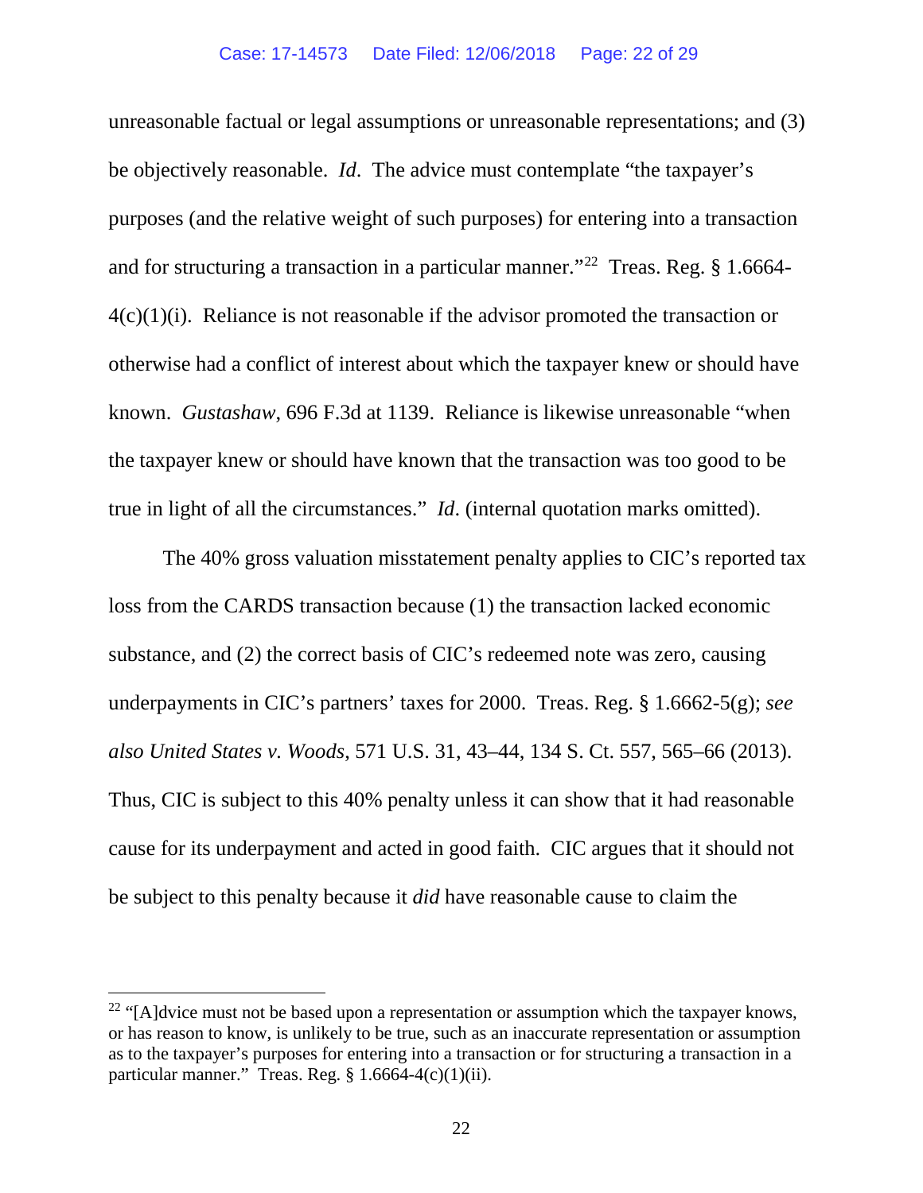unreasonable factual or legal assumptions or unreasonable representations; and (3) be objectively reasonable. *Id*. The advice must contemplate "the taxpayer's purposes (and the relative weight of such purposes) for entering into a transaction and for structuring a transaction in a particular manner."[22] Treas. Reg. § 1.6664-4(c)(1)(i). Reliance is not reasonable if the advisor promoted the transaction or otherwise had a conflict of interest about which the taxpayer knew or should have known. *Gustashaw*, 696 F.3d at 1139. Reliance is likewise unreasonable "when the taxpayer knew or should have known that the transaction was too good to be true in light of all the circumstances." *Id*. (internal quotation marks omitted).

The 40% gross valuation misstatement penalty applies to CIC's reported tax loss from the CARDS transaction because (1) the transaction lacked economic substance, and (2) the correct basis of CIC's redeemed note was zero, causing underpayments in CIC's partners' taxes for 2000. Treas. Reg. § 1.6662-5(g); *see also United States v. Woods*, 571 U.S. 31, 43–44, 134 S. Ct. 557, 565–66 (2013). Thus, CIC is subject to this 40% penalty unless it can show that it had reasonable cause for its underpayment and acted in good faith. CIC argues that it should not be subject to this penalty because it *did* have reasonable cause to claim the

---

[22] "[A]dvice must not be based upon a representation or assumption which the taxpayer knows, or has reason to know, is unlikely to be true, such as an inaccurate representation or assumption as to the taxpayer's purposes for entering into a transaction or for structuring a transaction in a particular manner." Treas. Reg. § 1.6664-4(c)(1)(ii).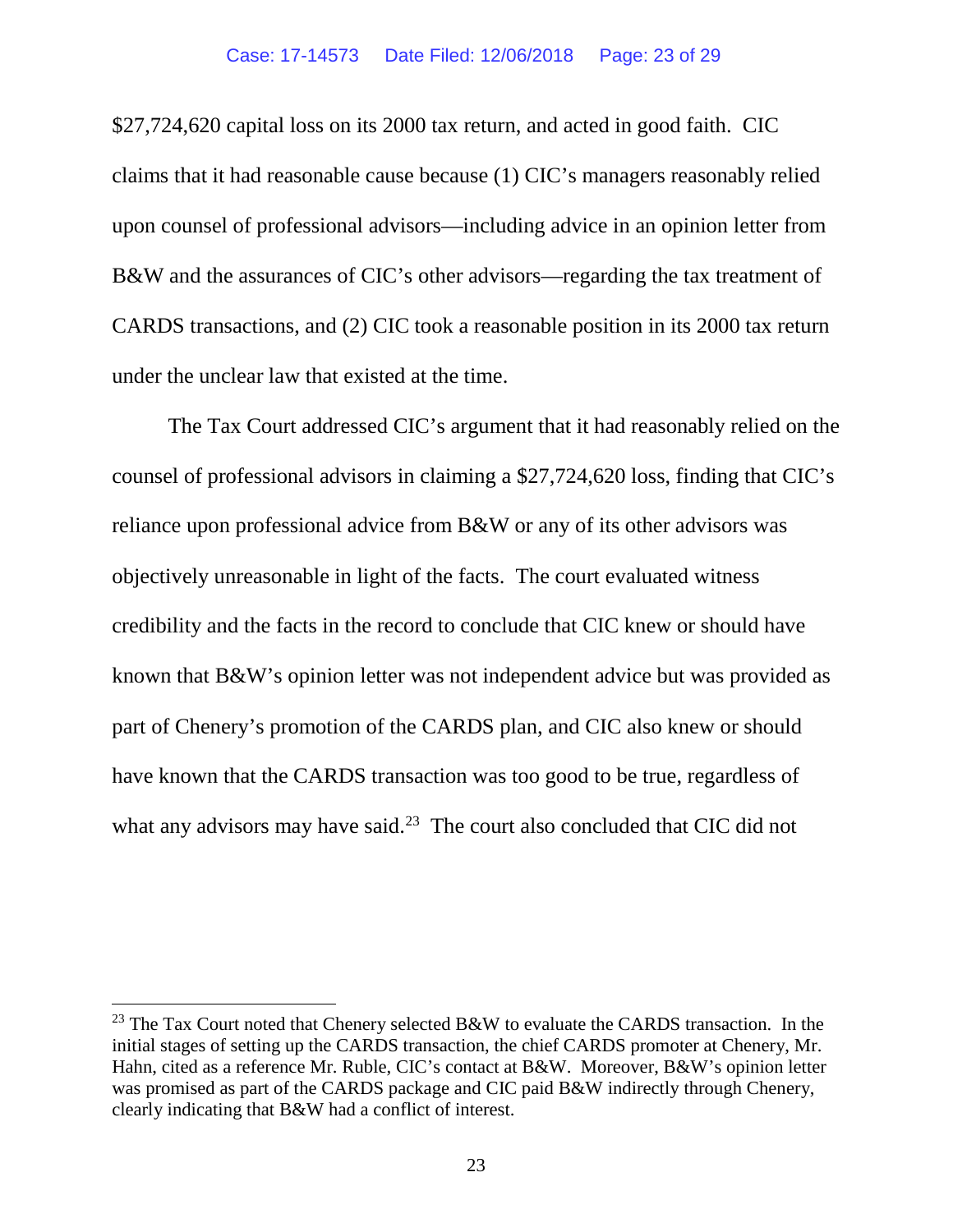$27,724,620 capital loss on its 2000 tax return, and acted in good faith. CIC claims that it had reasonable cause because (1) CIC's managers reasonably relied upon counsel of professional advisors—including advice in an opinion letter from B&W and the assurances of CIC's other advisors—regarding the tax treatment of CARDS transactions, and (2) CIC took a reasonable position in its 2000 tax return under the unclear law that existed at the time.

The Tax Court addressed CIC's argument that it had reasonably relied on the counsel of professional advisors in claiming a $27,724,620 loss, finding that CIC's reliance upon professional advice from B&W or any of its other advisors was objectively unreasonable in light of the facts. The court evaluated witness credibility and the facts in the record to conclude that CIC knew or should have known that B&W's opinion letter was not independent advice but was provided as part of Chenery's promotion of the CARDS plan, and CIC also knew or should have known that the CARDS transaction was too good to be true, regardless of what any advisors may have said.[23] The court also concluded that CIC did not

---

[23] The Tax Court noted that Chenery selected B&W to evaluate the CARDS transaction. In the initial stages of setting up the CARDS transaction, the chief CARDS promoter at Chenery, Mr. Hahn, cited as a reference Mr. Ruble, CIC's contact at B&W. Moreover, B&W's opinion letter was promised as part of the CARDS package and CIC paid B&W indirectly through Chenery, clearly indicating that B&W had a conflict of interest.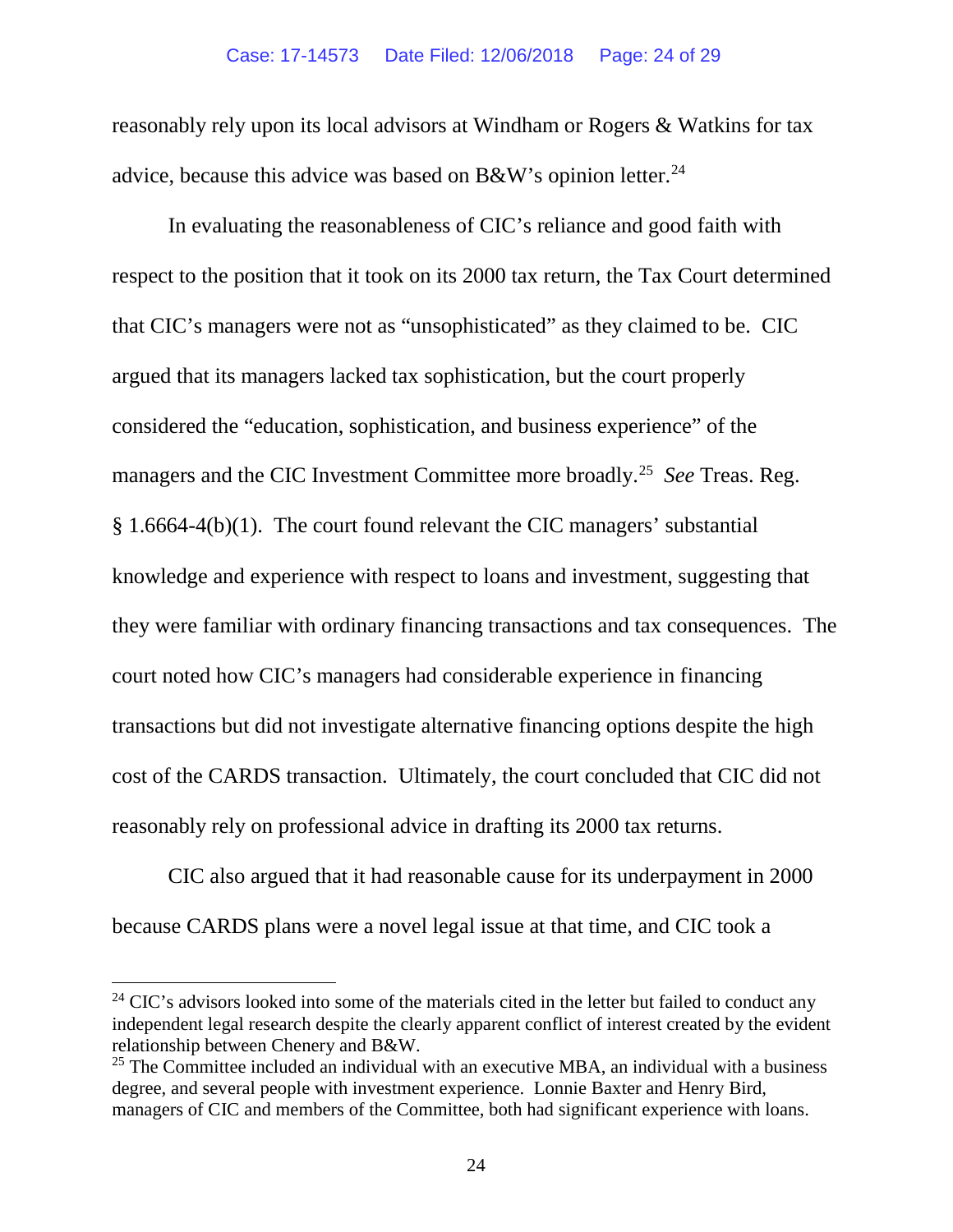reasonably rely upon its local advisors at Windham or Rogers & Watkins for tax advice, because this advice was based on B&W's opinion letter.[24]

In evaluating the reasonableness of CIC's reliance and good faith with respect to the position that it took on its 2000 tax return, the Tax Court determined that CIC's managers were not as "unsophisticated" as they claimed to be. CIC argued that its managers lacked tax sophistication, but the court properly considered the "education, sophistication, and business experience" of the managers and the CIC Investment Committee more broadly.[25] *See* Treas. Reg. § 1.6664-4(b)(1). The court found relevant the CIC managers' substantial knowledge and experience with respect to loans and investment, suggesting that they were familiar with ordinary financing transactions and tax consequences. The court noted how CIC's managers had considerable experience in financing transactions but did not investigate alternative financing options despite the high cost of the CARDS transaction. Ultimately, the court concluded that CIC did not reasonably rely on professional advice in drafting its 2000 tax returns.

CIC also argued that it had reasonable cause for its underpayment in 2000 because CARDS plans were a novel legal issue at that time, and CIC took a

---

[24] CIC's advisors looked into some of the materials cited in the letter but failed to conduct any independent legal research despite the clearly apparent conflict of interest created by the evident relationship between Chenery and B&W.

[25] The Committee included an individual with an executive MBA, an individual with a business degree, and several people with investment experience. Lonnie Baxter and Henry Bird, managers of CIC and members of the Committee, both had significant experience with loans.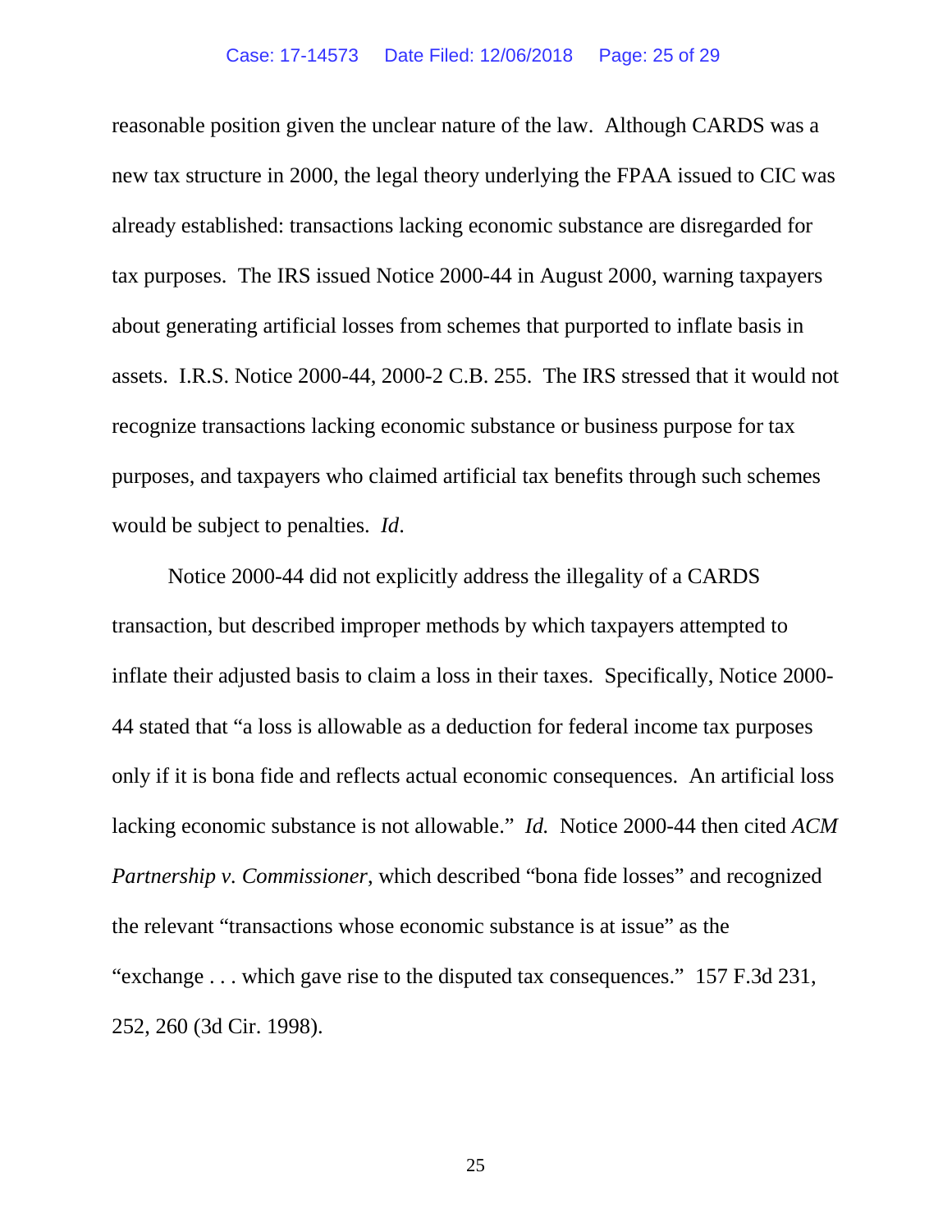reasonable position given the unclear nature of the law. Although CARDS was a new tax structure in 2000, the legal theory underlying the FPAA issued to CIC was already established: transactions lacking economic substance are disregarded for tax purposes. The IRS issued Notice 2000-44 in August 2000, warning taxpayers about generating artificial losses from schemes that purported to inflate basis in assets. I.R.S. Notice 2000-44, 2000-2 C.B. 255. The IRS stressed that it would not recognize transactions lacking economic substance or business purpose for tax purposes, and taxpayers who claimed artificial tax benefits through such schemes would be subject to penalties. *Id*.

Notice 2000-44 did not explicitly address the illegality of a CARDS transaction, but described improper methods by which taxpayers attempted to inflate their adjusted basis to claim a loss in their taxes. Specifically, Notice 2000-44 stated that "a loss is allowable as a deduction for federal income tax purposes only if it is bona fide and reflects actual economic consequences. An artificial loss lacking economic substance is not allowable." *Id.* Notice 2000-44 then cited *ACM Partnership v. Commissioner*, which described "bona fide losses" and recognized the relevant "transactions whose economic substance is at issue" as the "exchange . . . which gave rise to the disputed tax consequences." 157 F.3d 231, 252, 260 (3d Cir. 1998).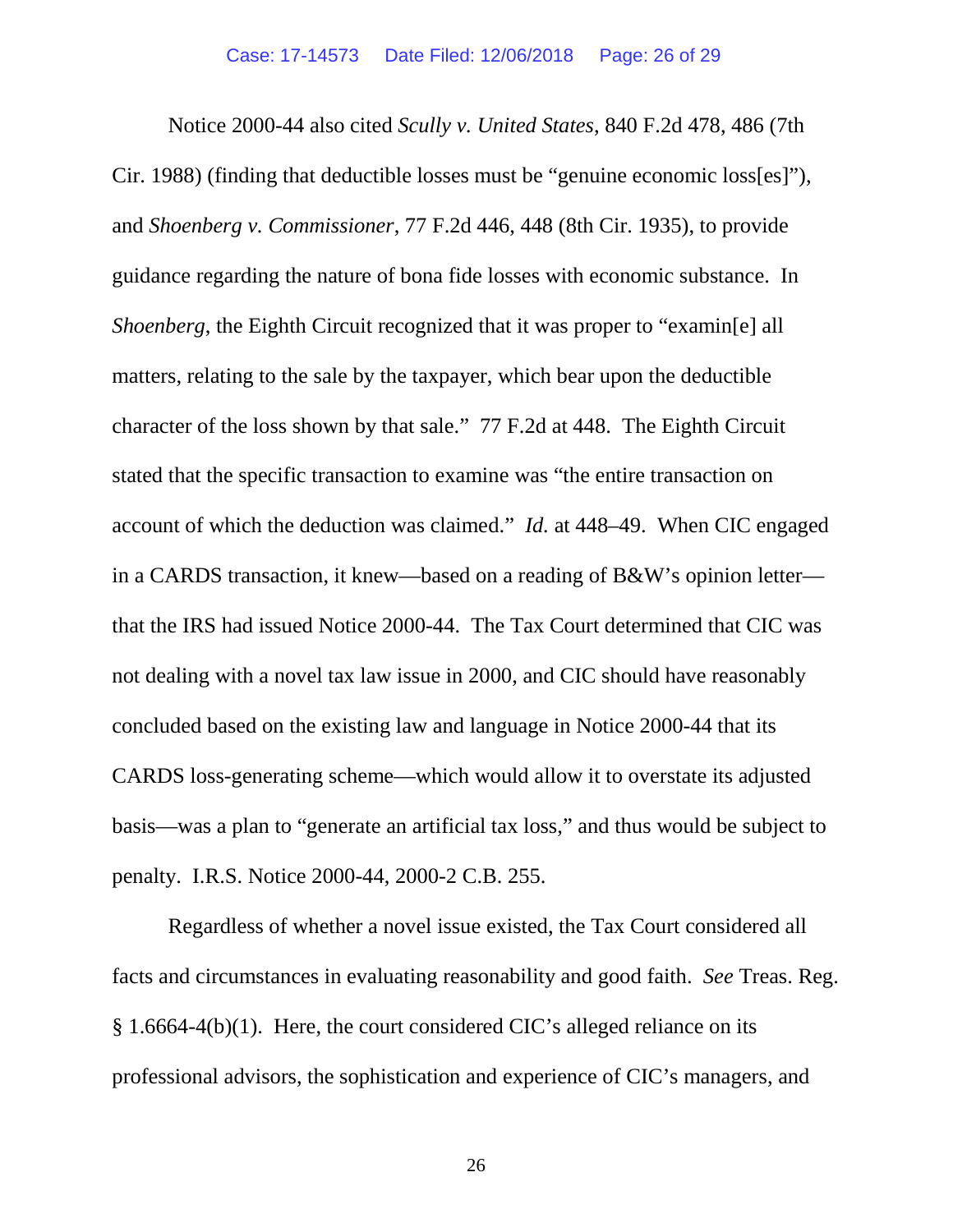Notice 2000-44 also cited *Scully v. United States*, 840 F.2d 478, 486 (7th Cir. 1988) (finding that deductible losses must be "genuine economic loss[es]"), and *Shoenberg v. Commissioner*, 77 F.2d 446, 448 (8th Cir. 1935), to provide guidance regarding the nature of bona fide losses with economic substance. In *Shoenberg*, the Eighth Circuit recognized that it was proper to "examin[e] all matters, relating to the sale by the taxpayer, which bear upon the deductible character of the loss shown by that sale." 77 F.2d at 448. The Eighth Circuit stated that the specific transaction to examine was "the entire transaction on account of which the deduction was claimed." *Id.* at 448–49. When CIC engaged in a CARDS transaction, it knew—based on a reading of B&W's opinion letter—that the IRS had issued Notice 2000-44. The Tax Court determined that CIC was not dealing with a novel tax law issue in 2000, and CIC should have reasonably concluded based on the existing law and language in Notice 2000-44 that its CARDS loss-generating scheme—which would allow it to overstate its adjusted basis—was a plan to "generate an artificial tax loss," and thus would be subject to penalty. I.R.S. Notice 2000-44, 2000-2 C.B. 255.

Regardless of whether a novel issue existed, the Tax Court considered all facts and circumstances in evaluating reasonability and good faith. *See* Treas. Reg. § 1.6664-4(b)(1). Here, the court considered CIC's alleged reliance on its professional advisors, the sophistication and experience of CIC's managers, and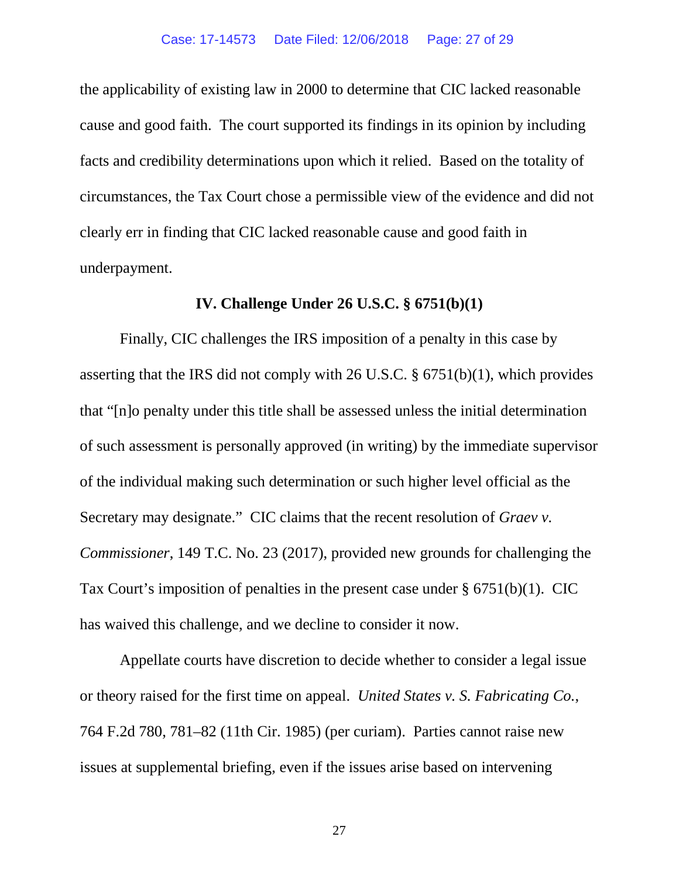the applicability of existing law in 2000 to determine that CIC lacked reasonable cause and good faith. The court supported its findings in its opinion by including facts and credibility determinations upon which it relied. Based on the totality of circumstances, the Tax Court chose a permissible view of the evidence and did not clearly err in finding that CIC lacked reasonable cause and good faith in underpayment.

## IV. Challenge Under 26 U.S.C. § 6751(b)(1)

Finally, CIC challenges the IRS imposition of a penalty in this case by asserting that the IRS did not comply with 26 U.S.C. § 6751(b)(1), which provides that "[n]o penalty under this title shall be assessed unless the initial determination of such assessment is personally approved (in writing) by the immediate supervisor of the individual making such determination or such higher level official as the Secretary may designate." CIC claims that the recent resolution of *Graev v. Commissioner*, 149 T.C. No. 23 (2017), provided new grounds for challenging the Tax Court's imposition of penalties in the present case under § 6751(b)(1). CIC has waived this challenge, and we decline to consider it now.

Appellate courts have discretion to decide whether to consider a legal issue or theory raised for the first time on appeal. *United States v. S. Fabricating Co.*, 764 F.2d 780, 781–82 (11th Cir. 1985) (per curiam). Parties cannot raise new issues at supplemental briefing, even if the issues arise based on intervening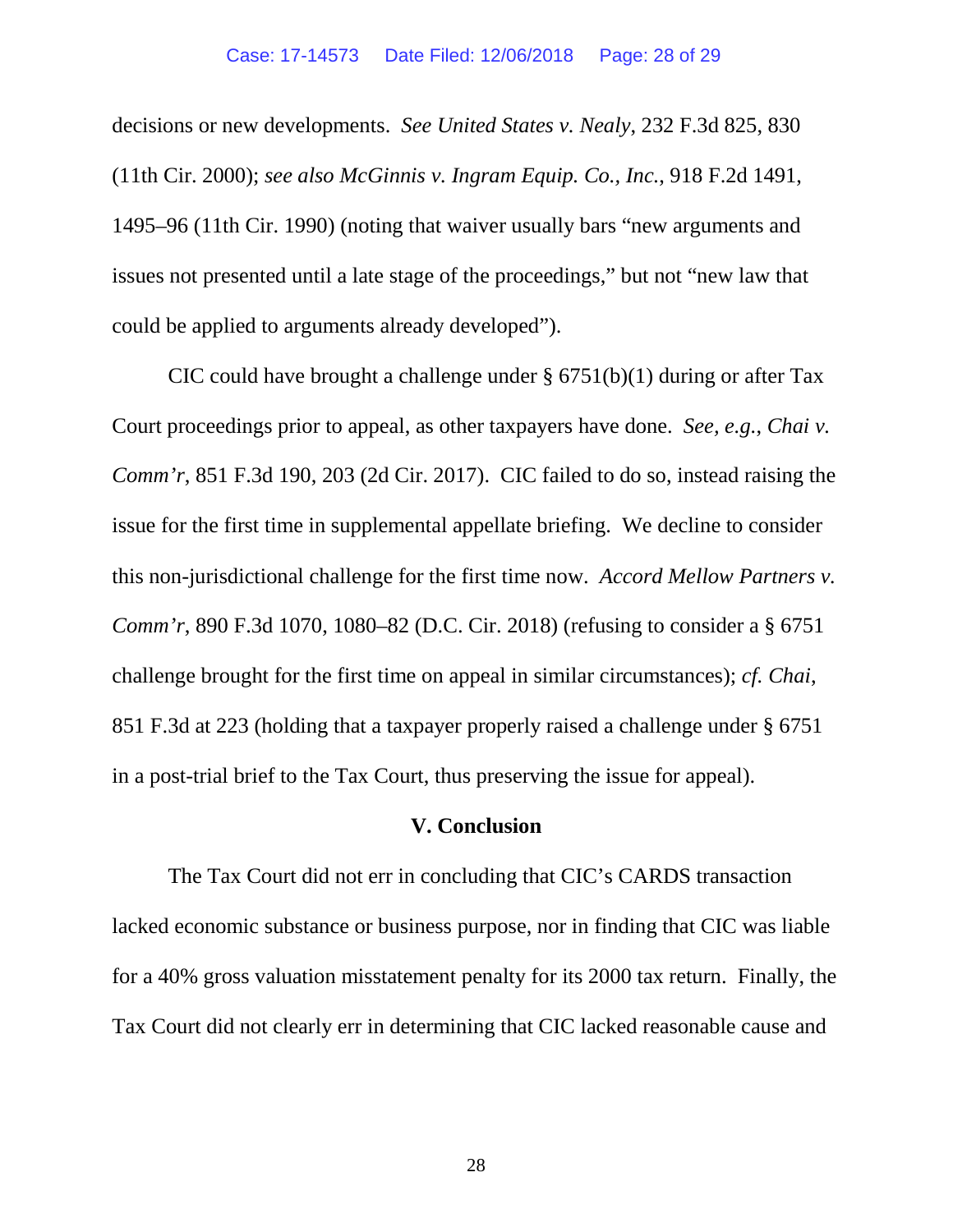decisions or new developments. *See United States v. Nealy*, 232 F.3d 825, 830 (11th Cir. 2000); *see also McGinnis v. Ingram Equip. Co., Inc.*, 918 F.2d 1491, 1495–96 (11th Cir. 1990) (noting that waiver usually bars "new arguments and issues not presented until a late stage of the proceedings," but not "new law that could be applied to arguments already developed").

CIC could have brought a challenge under § 6751(b)(1) during or after Tax Court proceedings prior to appeal, as other taxpayers have done. *See, e.g.*, *Chai v. Comm'r*, 851 F.3d 190, 203 (2d Cir. 2017). CIC failed to do so, instead raising the issue for the first time in supplemental appellate briefing. We decline to consider this non-jurisdictional challenge for the first time now. *Accord Mellow Partners v. Comm'r*, 890 F.3d 1070, 1080–82 (D.C. Cir. 2018) (refusing to consider a § 6751 challenge brought for the first time on appeal in similar circumstances); *cf. Chai*, 851 F.3d at 223 (holding that a taxpayer properly raised a challenge under § 6751 in a post-trial brief to the Tax Court, thus preserving the issue for appeal).

## V. Conclusion

The Tax Court did not err in concluding that CIC's CARDS transaction lacked economic substance or business purpose, nor in finding that CIC was liable for a 40% gross valuation misstatement penalty for its 2000 tax return. Finally, the Tax Court did not clearly err in determining that CIC lacked reasonable cause and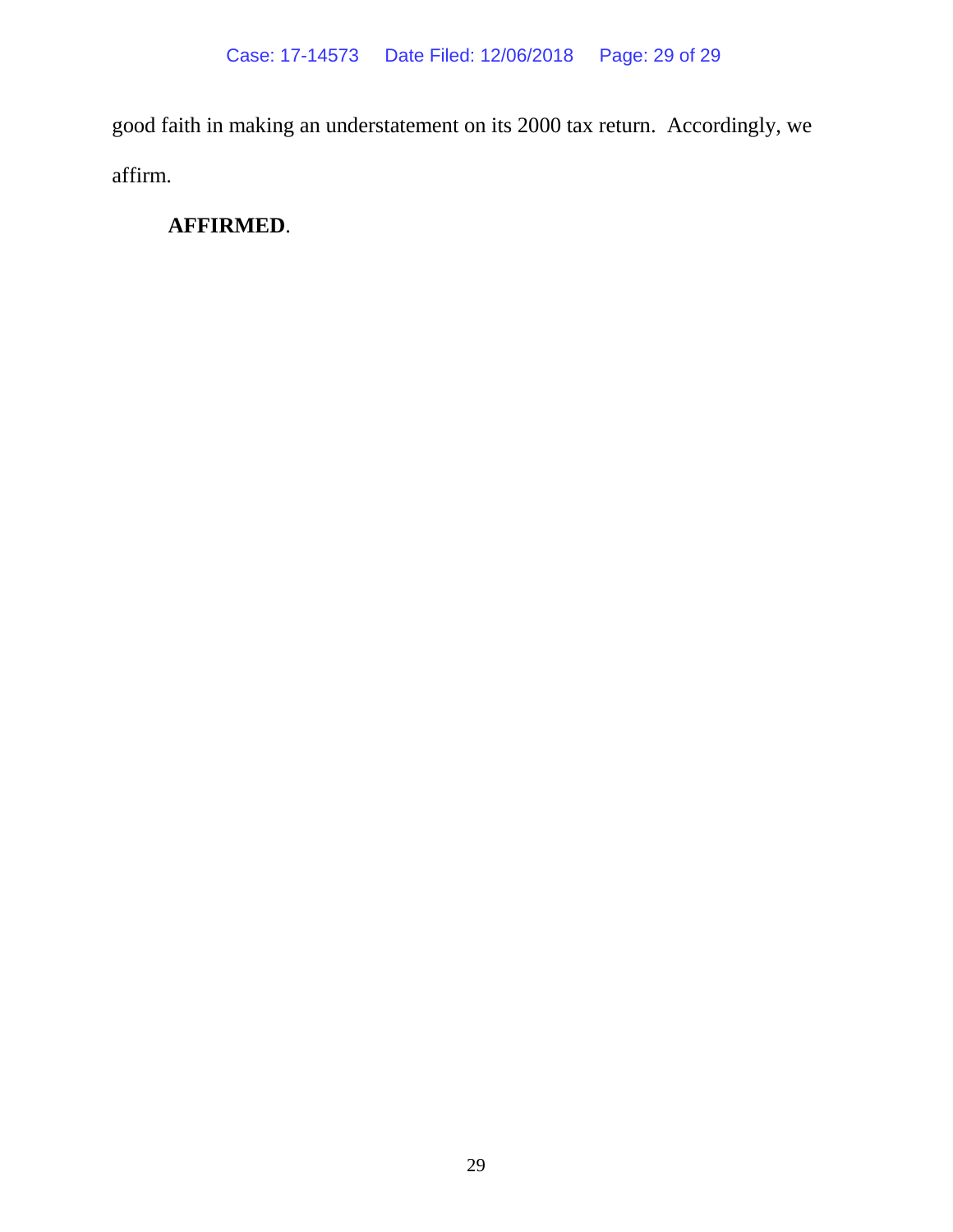good faith in making an understatement on its 2000 tax return. Accordingly, we affirm.

**AFFIRMED**.